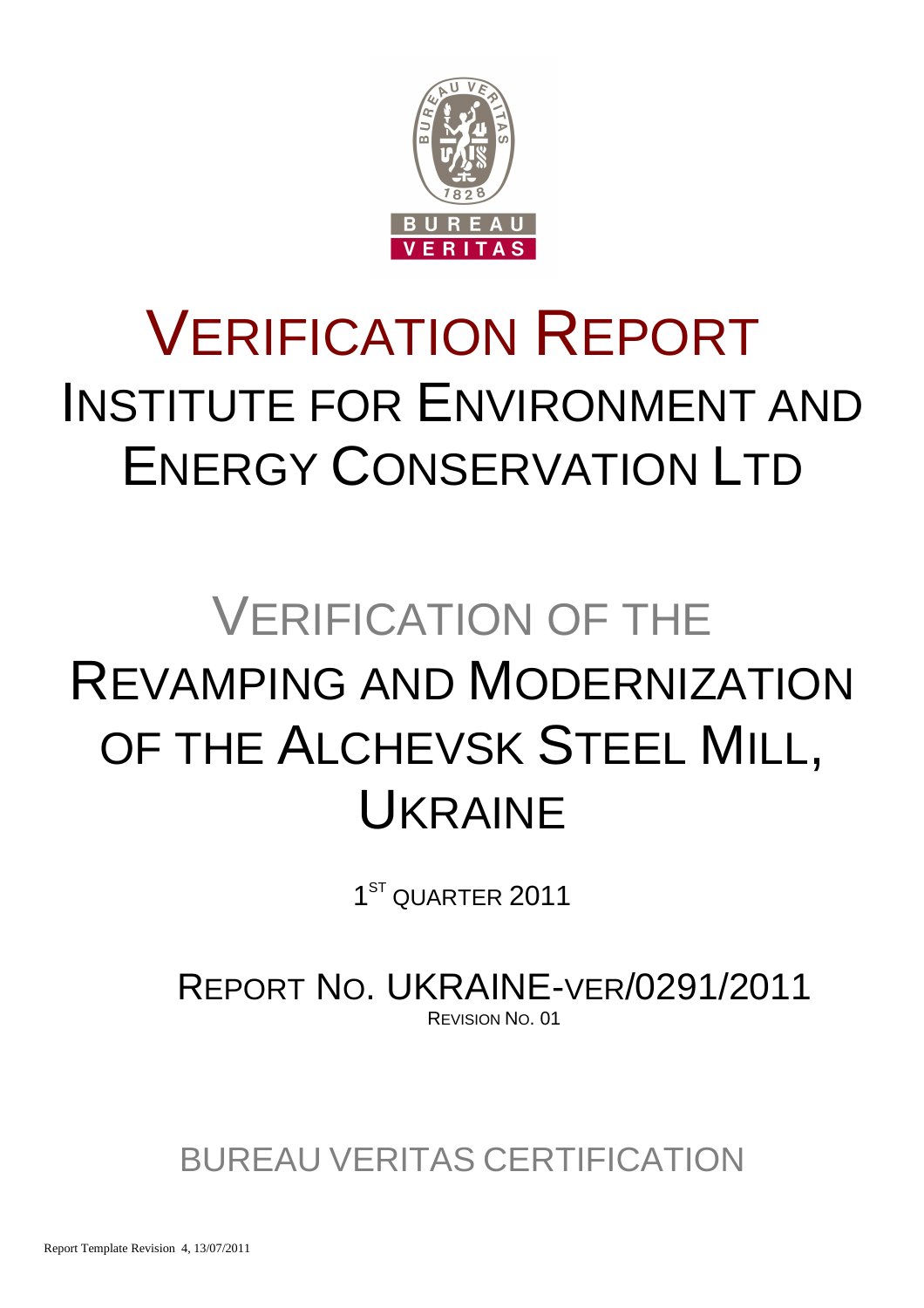# VERIFICATION REPORT

## INSTITUTE FOR ENVIRONMENT AND ENERGY CONSERVATION LTD

# VERIFICATION OF THE REVAMPING AND MODERNIZATION OF THE ALCHEVSK STEEL MILL, UKRAINE

1ST QUARTER 2011

REPORT NO. UKRAINE-VER/0291/2011

REVISION NO. 01

BUREAU VERITAS CERTIFICATION

Report Template Revision 4, 13/07/2011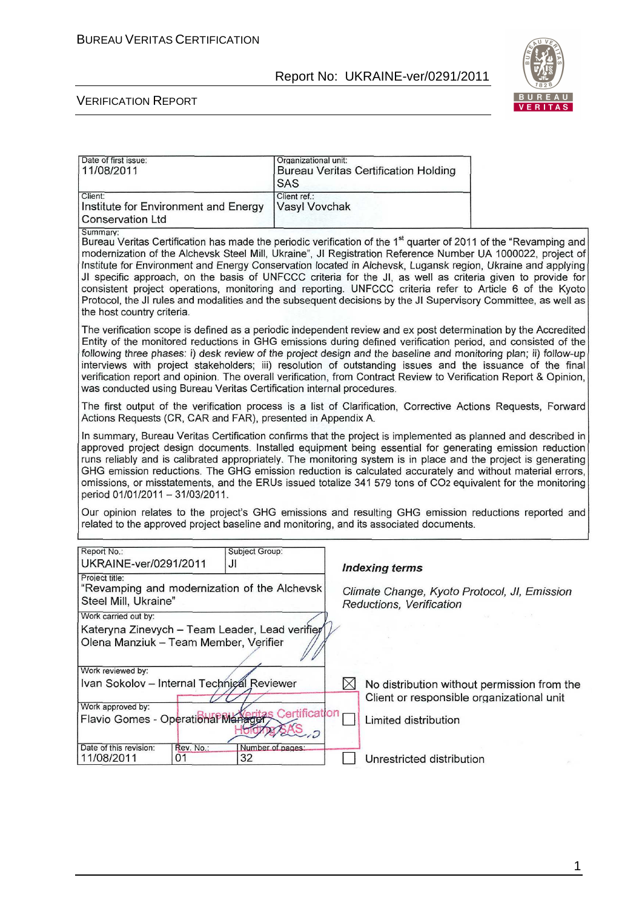| Date of first issue: 11/08/2011 | Organizational unit: Bureau Veritas Certification Holding SAS |
|---|---|
| Client: Institute for Environment and Energy Conservation Ltd | Client ref.: Vasyl Vovchak |

Summary:

Bureau Veritas Certification has made the periodic verification of the 1st quarter of 2011 of the "Revamping and modernization of the Alchevsk Steel Mill, Ukraine", JI Registration Reference Number UA 1000022, project of Institute for Environment and Energy Conservation located in Alchevsk, Lugansk region, Ukraine and applying JI specific approach, on the basis of UNFCCC criteria for the JI, as well as criteria given to provide for consistent project operations, monitoring and reporting. UNFCCC criteria refer to Article 6 of the Kyoto Protocol, the JI rules and modalities and the subsequent decisions by the JI Supervisory Committee, as well as the host country criteria.

The verification scope is defined as a periodic independent review and ex post determination by the Accredited Entity of the monitored reductions in GHG emissions during defined verification period, and consisted of the following three phases: i) desk review of the project design and the baseline and monitoring plan; ii) follow-up interviews with project stakeholders; iii) resolution of outstanding issues and the issuance of the final verification report and opinion. The overall verification, from Contract Review to Verification Report & Opinion, was conducted using Bureau Veritas Certification internal procedures.

The first output of the verification process is a list of Clarification, Corrective Actions Requests, Forward Actions Requests (CR, CAR and FAR), presented in Appendix A.

In summary, Bureau Veritas Certification confirms that the project is implemented as planned and described in approved project design documents. Installed equipment being essential for generating emission reduction runs reliably and is calibrated appropriately. The monitoring system is in place and the project is generating GHG emission reductions. The GHG emission reduction is calculated accurately and without material errors, omissions, or misstatements, and the ERUs issued totalize 341 579 tons of $CO_2$ equivalent for the monitoring period 01/01/2011 – 31/03/2011.

Our opinion relates to the project's GHG emissions and resulting GHG emission reductions reported and related to the approved project baseline and monitoring, and its associated documents.

| Report No.: UKRAINE-ver/0291/2011 | Subject Group: JI | |
|---|---|---|
| Project title: "Revamping and modernization of the Alchevsk Steel Mill, Ukraine" | | |
| Work carried out by: Kateryna Zinevych – Team Leader, Lead verifier; Olena Manziuk – Team Member, Verifier | | |
| Work reviewed by: Ivan Sokolov – Internal Technical Reviewer | | |
| Work approved by: Flavio Gomes - Operational Manager | | |
| Date of this revision: 11/08/2011 | Rev. No.: 01 | Number of pages: 32 |

***Indexing terms***

*Climate Change, Kyoto Protocol, JI, Emission Reductions, Verification*

☒ No distribution without permission from the Client or responsible organizational unit

☐ Limited distribution

☐ Unrestricted distribution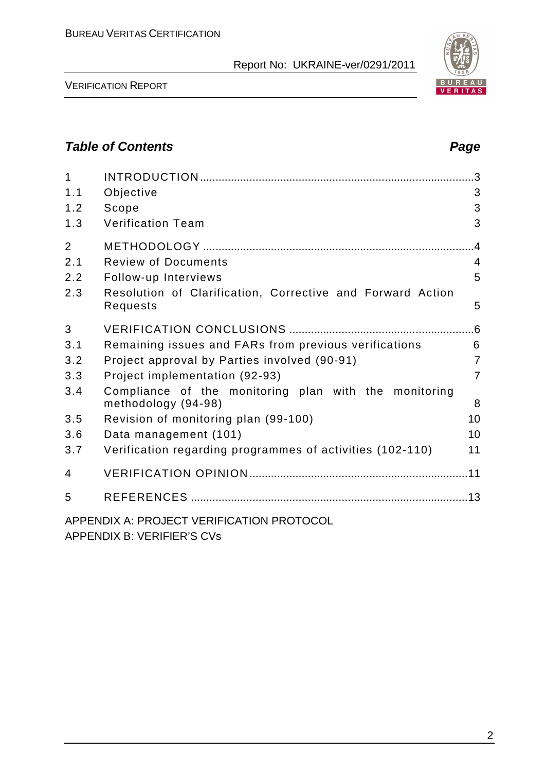## Table of Contents

| | | Page |
|---|---|---|
| 1 | INTRODUCTION | 3 |
| 1.1 | Objective | 3 |
| 1.2 | Scope | 3 |
| 1.3 | Verification Team | 3 |
| 2 | METHODOLOGY | 4 |
| 2.1 | Review of Documents | 4 |
| 2.2 | Follow-up Interviews | 5 |
| 2.3 | Resolution of Clarification, Corrective and Forward Action Requests | 5 |
| 3 | VERIFICATION CONCLUSIONS | 6 |
| 3.1 | Remaining issues and FARs from previous verifications | 6 |
| 3.2 | Project approval by Parties involved (90-91) | 7 |
| 3.3 | Project implementation (92-93) | 7 |
| 3.4 | Compliance of the monitoring plan with the monitoring methodology (94-98) | 8 |
| 3.5 | Revision of monitoring plan (99-100) | 10 |
| 3.6 | Data management (101) | 10 |
| 3.7 | Verification regarding programmes of activities (102-110) | 11 |
| 4 | VERIFICATION OPINION | 11 |
| 5 | REFERENCES | 13 |

APPENDIX A: PROJECT VERIFICATION PROTOCOL

APPENDIX B: VERIFIER'S CVs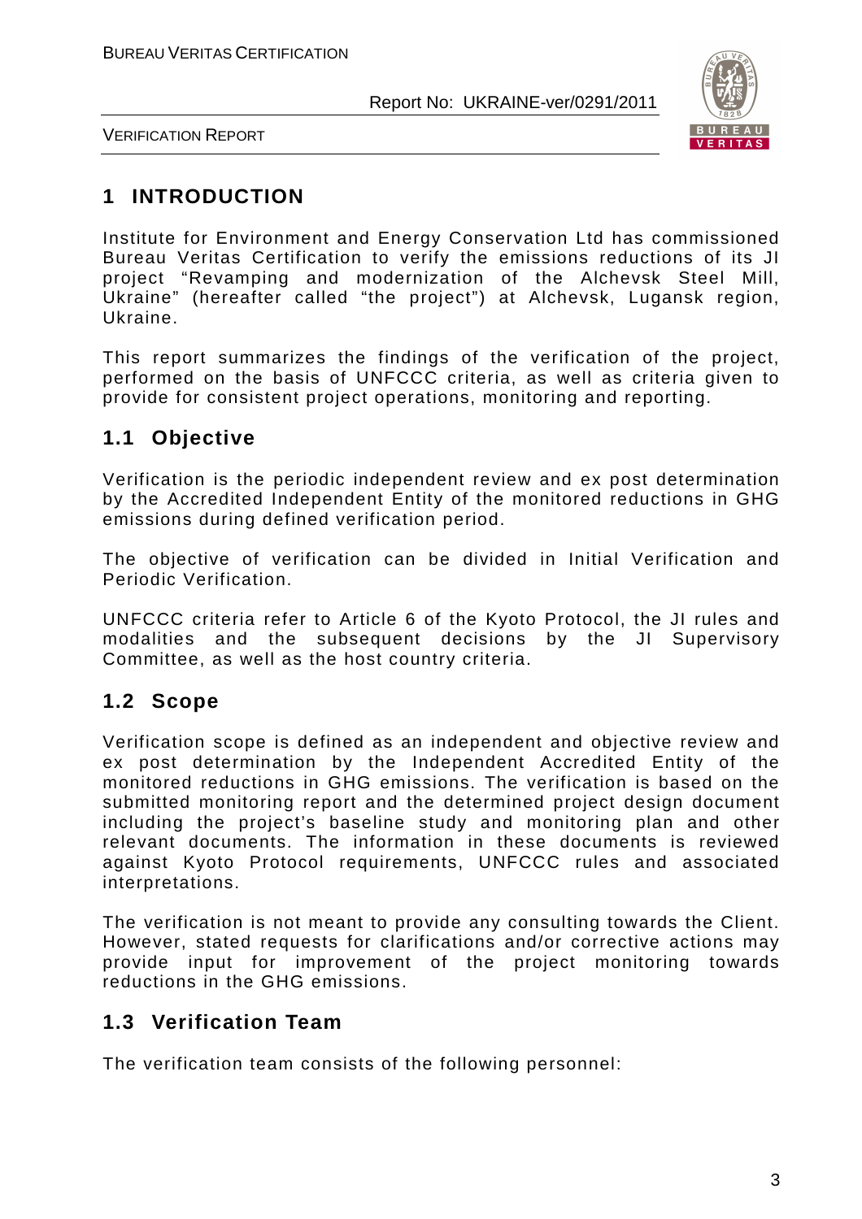# 1 INTRODUCTION

Institute for Environment and Energy Conservation Ltd has commissioned Bureau Veritas Certification to verify the emissions reductions of its JI project "Revamping and modernization of the Alchevsk Steel Mill, Ukraine" (hereafter called "the project") at Alchevsk, Lugansk region, Ukraine.

This report summarizes the findings of the verification of the project, performed on the basis of UNFCCC criteria, as well as criteria given to provide for consistent project operations, monitoring and reporting.

## 1.1 Objective

Verification is the periodic independent review and ex post determination by the Accredited Independent Entity of the monitored reductions in GHG emissions during defined verification period.

The objective of verification can be divided in Initial Verification and Periodic Verification.

UNFCCC criteria refer to Article 6 of the Kyoto Protocol, the JI rules and modalities and the subsequent decisions by the JI Supervisory Committee, as well as the host country criteria.

## 1.2 Scope

Verification scope is defined as an independent and objective review and ex post determination by the Independent Accredited Entity of the monitored reductions in GHG emissions. The verification is based on the submitted monitoring report and the determined project design document including the project's baseline study and monitoring plan and other relevant documents. The information in these documents is reviewed against Kyoto Protocol requirements, UNFCCC rules and associated interpretations.

The verification is not meant to provide any consulting towards the Client. However, stated requests for clarifications and/or corrective actions may provide input for improvement of the project monitoring towards reductions in the GHG emissions.

## 1.3 Verification Team

The verification team consists of the following personnel: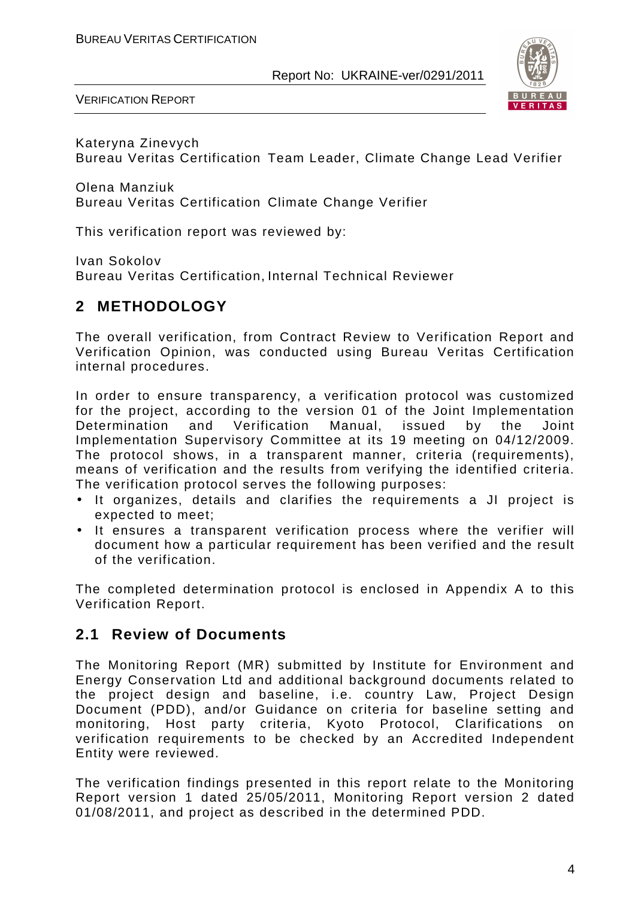Kateryna Zinevych
Bureau Veritas Certification Team Leader, Climate Change Lead Verifier

Olena Manziuk
Bureau Veritas Certification Climate Change Verifier

This verification report was reviewed by:

Ivan Sokolov
Bureau Veritas Certification, Internal Technical Reviewer

## 2 METHODOLOGY

The overall verification, from Contract Review to Verification Report and Verification Opinion, was conducted using Bureau Veritas Certification internal procedures.

In order to ensure transparency, a verification protocol was customized for the project, according to the version 01 of the Joint Implementation Determination and Verification Manual, issued by the Joint Implementation Supervisory Committee at its 19 meeting on 04/12/2009. The protocol shows, in a transparent manner, criteria (requirements), means of verification and the results from verifying the identified criteria. The verification protocol serves the following purposes:

- It organizes, details and clarifies the requirements a JI project is expected to meet;
- It ensures a transparent verification process where the verifier will document how a particular requirement has been verified and the result of the verification.

The completed determination protocol is enclosed in Appendix A to this Verification Report.

### 2.1 Review of Documents

The Monitoring Report (MR) submitted by Institute for Environment and Energy Conservation Ltd and additional background documents related to the project design and baseline, i.e. country Law, Project Design Document (PDD), and/or Guidance on criteria for baseline setting and monitoring, Host party criteria, Kyoto Protocol, Clarifications on verification requirements to be checked by an Accredited Independent Entity were reviewed.

The verification findings presented in this report relate to the Monitoring Report version 1 dated 25/05/2011, Monitoring Report version 2 dated 01/08/2011, and project as described in the determined PDD.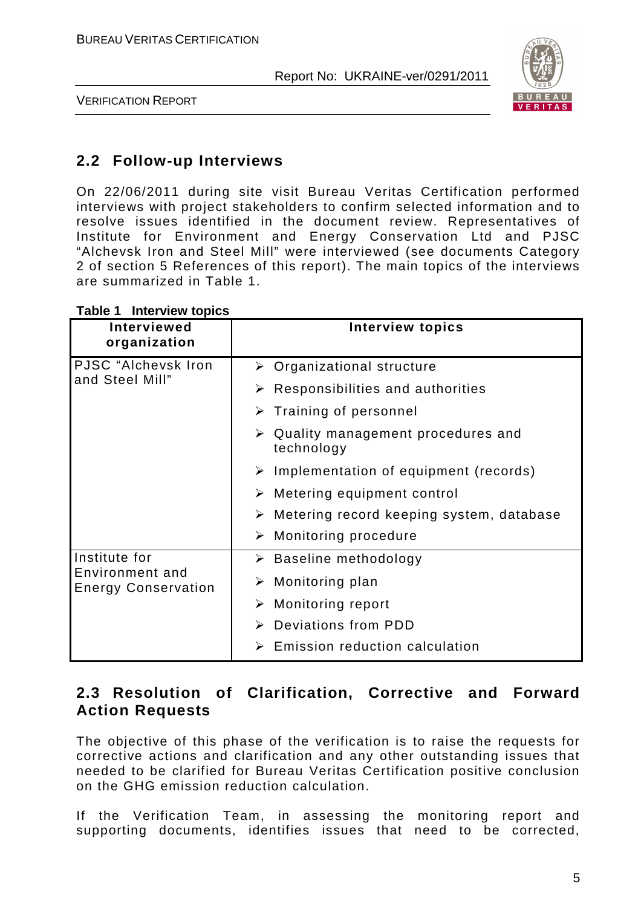## 2.2 Follow-up Interviews

On 22/06/2011 during site visit Bureau Veritas Certification performed interviews with project stakeholders to confirm selected information and to resolve issues identified in the document review. Representatives of Institute for Environment and Energy Conservation Ltd and PJSC "Alchevsk Iron and Steel Mill" were interviewed (see documents Category 2 of section 5 References of this report). The main topics of the interviews are summarized in Table 1.

**Table 1 Interview topics**

| Interviewed organization | Interview topics |
|---|---|
| PJSC "Alchevsk Iron and Steel Mill" | ➢ Organizational structure<br>➢ Responsibilities and authorities<br>➢ Training of personnel<br>➢ Quality management procedures and technology<br>➢ Implementation of equipment (records)<br>➢ Metering equipment control<br>➢ Metering record keeping system, database<br>➢ Monitoring procedure |
| Institute for Environment and Energy Conservation | ➢ Baseline methodology<br>➢ Monitoring plan<br>➢ Monitoring report<br>➢ Deviations from PDD<br>➢ Emission reduction calculation |

## 2.3 Resolution of Clarification, Corrective and Forward Action Requests

The objective of this phase of the verification is to raise the requests for corrective actions and clarification and any other outstanding issues that needed to be clarified for Bureau Veritas Certification positive conclusion on the GHG emission reduction calculation.

If the Verification Team, in assessing the monitoring report and supporting documents, identifies issues that need to be corrected,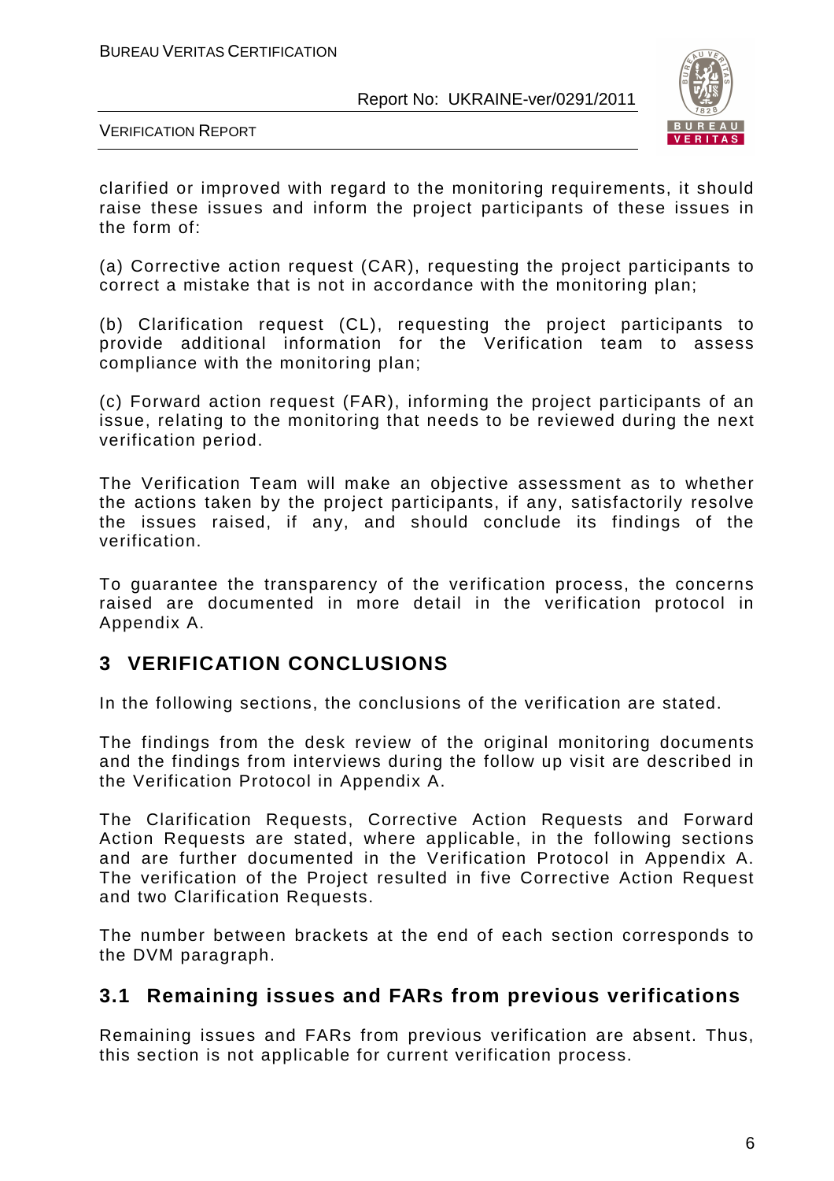clarified or improved with regard to the monitoring requirements, it should raise these issues and inform the project participants of these issues in the form of:

(a) Corrective action request (CAR), requesting the project participants to correct a mistake that is not in accordance with the monitoring plan;

(b) Clarification request (CL), requesting the project participants to provide additional information for the Verification team to assess compliance with the monitoring plan;

(c) Forward action request (FAR), informing the project participants of an issue, relating to the monitoring that needs to be reviewed during the next verification period.

The Verification Team will make an objective assessment as to whether the actions taken by the project participants, if any, satisfactorily resolve the issues raised, if any, and should conclude its findings of the verification.

To guarantee the transparency of the verification process, the concerns raised are documented in more detail in the verification protocol in Appendix A.

# 3 VERIFICATION CONCLUSIONS

In the following sections, the conclusions of the verification are stated.

The findings from the desk review of the original monitoring documents and the findings from interviews during the follow up visit are described in the Verification Protocol in Appendix A.

The Clarification Requests, Corrective Action Requests and Forward Action Requests are stated, where applicable, in the following sections and are further documented in the Verification Protocol in Appendix A. The verification of the Project resulted in five Corrective Action Request and two Clarification Requests.

The number between brackets at the end of each section corresponds to the DVM paragraph.

## 3.1 Remaining issues and FARs from previous verifications

Remaining issues and FARs from previous verification are absent. Thus, this section is not applicable for current verification process.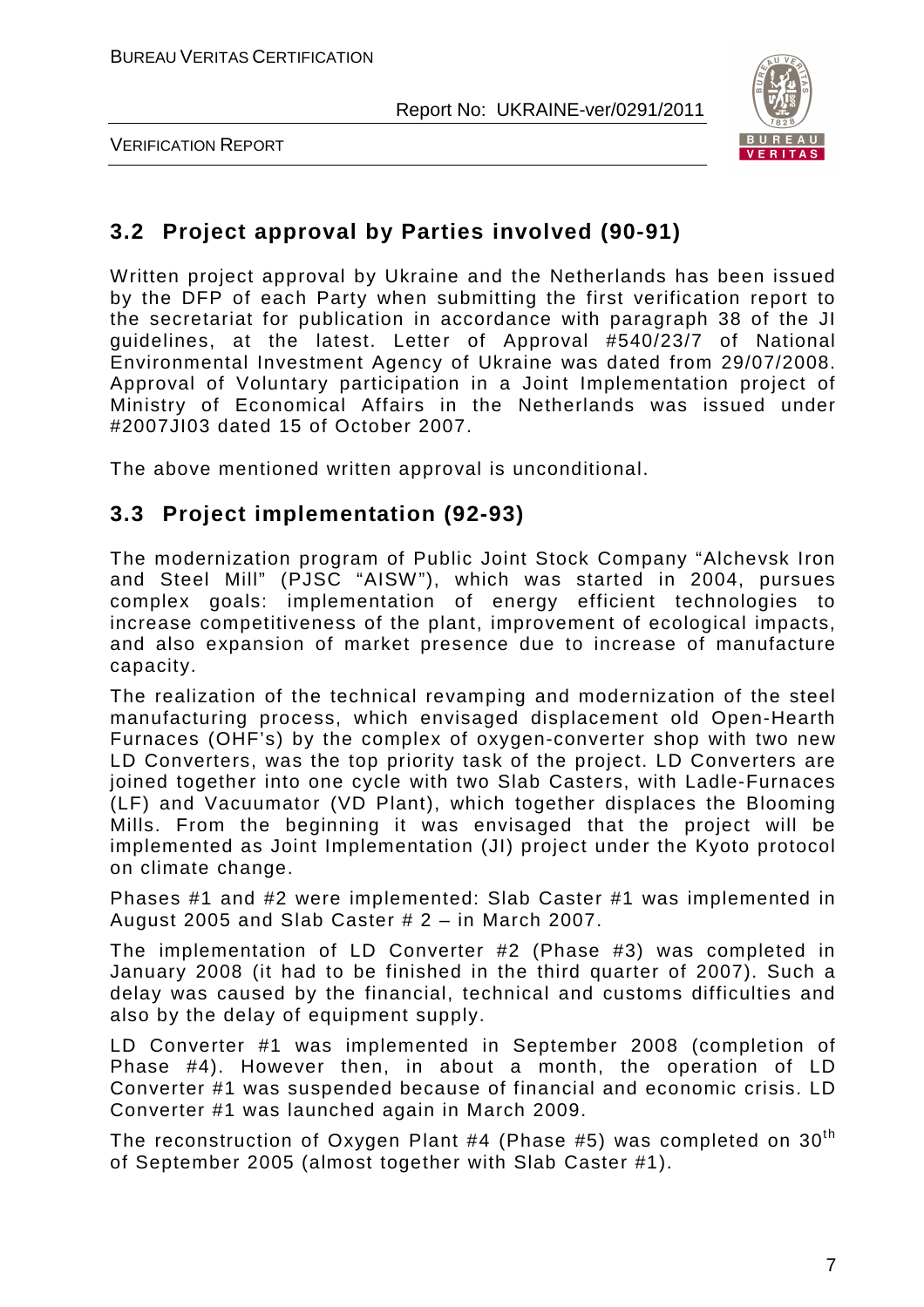## 3.2 Project approval by Parties involved (90-91)

Written project approval by Ukraine and the Netherlands has been issued by the DFP of each Party when submitting the first verification report to the secretariat for publication in accordance with paragraph 38 of the JI guidelines, at the latest. Letter of Approval #540/23/7 of National Environmental Investment Agency of Ukraine was dated from 29/07/2008. Approval of Voluntary participation in a Joint Implementation project of Ministry of Economical Affairs in the Netherlands was issued under #2007JI03 dated 15 of October 2007.

The above mentioned written approval is unconditional.

## 3.3 Project implementation (92-93)

The modernization program of Public Joint Stock Company "Alchevsk Iron and Steel Mill" (PJSC "AISW"), which was started in 2004, pursues complex goals: implementation of energy efficient technologies to increase competitiveness of the plant, improvement of ecological impacts, and also expansion of market presence due to increase of manufacture capacity.

The realization of the technical revamping and modernization of the steel manufacturing process, which envisaged displacement old Open-Hearth Furnaces (OHF's) by the complex of oxygen-converter shop with two new LD Converters, was the top priority task of the project. LD Converters are joined together into one cycle with two Slab Casters, with Ladle-Furnaces (LF) and Vacuumator (VD Plant), which together displaces the Blooming Mills. From the beginning it was envisaged that the project will be implemented as Joint Implementation (JI) project under the Kyoto protocol on climate change.

Phases #1 and #2 were implemented: Slab Caster #1 was implemented in August 2005 and Slab Caster # 2 – in March 2007.

The implementation of LD Converter #2 (Phase #3) was completed in January 2008 (it had to be finished in the third quarter of 2007). Such a delay was caused by the financial, technical and customs difficulties and also by the delay of equipment supply.

LD Converter #1 was implemented in September 2008 (completion of Phase #4). However then, in about a month, the operation of LD Converter #1 was suspended because of financial and economic crisis. LD Converter #1 was launched again in March 2009.

The reconstruction of Oxygen Plant #4 (Phase #5) was completed on 30th of September 2005 (almost together with Slab Caster #1).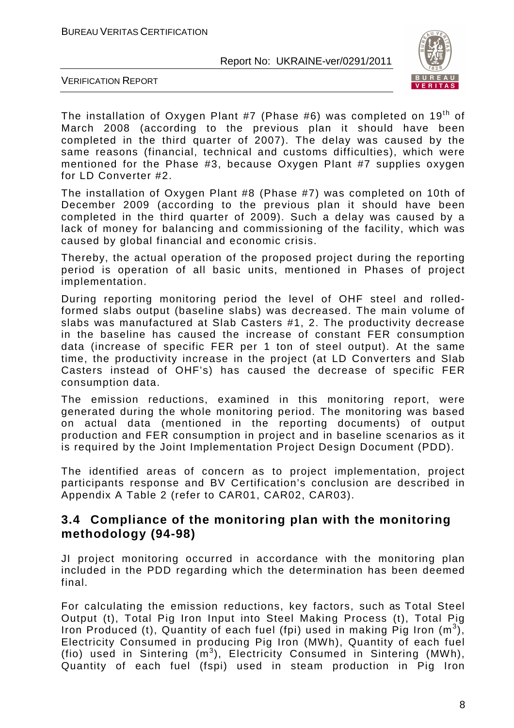The installation of Oxygen Plant #7 (Phase #6) was completed on 19th of March 2008 (according to the previous plan it should have been completed in the third quarter of 2007). The delay was caused by the same reasons (financial, technical and customs difficulties), which were mentioned for the Phase #3, because Oxygen Plant #7 supplies oxygen for LD Converter #2.

The installation of Oxygen Plant #8 (Phase #7) was completed on 10th of December 2009 (according to the previous plan it should have been completed in the third quarter of 2009). Such a delay was caused by a lack of money for balancing and commissioning of the facility, which was caused by global financial and economic crisis.

Thereby, the actual operation of the proposed project during the reporting period is operation of all basic units, mentioned in Phases of project implementation.

During reporting monitoring period the level of OHF steel and rolled-formed slabs output (baseline slabs) was decreased. The main volume of slabs was manufactured at Slab Casters #1, 2. The productivity decrease in the baseline has caused the increase of constant FER consumption data (increase of specific FER per 1 ton of steel output). At the same time, the productivity increase in the project (at LD Converters and Slab Casters instead of OHF's) has caused the decrease of specific FER consumption data.

The emission reductions, examined in this monitoring report, were generated during the whole monitoring period. The monitoring was based on actual data (mentioned in the reporting documents) of output production and FER consumption in project and in baseline scenarios as it is required by the Joint Implementation Project Design Document (PDD).

The identified areas of concern as to project implementation, project participants response and BV Certification's conclusion are described in Appendix A Table 2 (refer to CAR01, CAR02, CAR03).

## 3.4 Compliance of the monitoring plan with the monitoring methodology (94-98)

JI project monitoring occurred in accordance with the monitoring plan included in the PDD regarding which the determination has been deemed final.

For calculating the emission reductions, key factors, such as Total Steel Output (t), Total Pig Iron Input into Steel Making Process (t), Total Pig Iron Produced (t), Quantity of each fuel (fpi) used in making Pig Iron ($m^3$), Electricity Consumed in producing Pig Iron (MWh), Quantity of each fuel (fio) used in Sintering ($m^3$), Electricity Consumed in Sintering (MWh), Quantity of each fuel (fspi) used in steam production in Pig Iron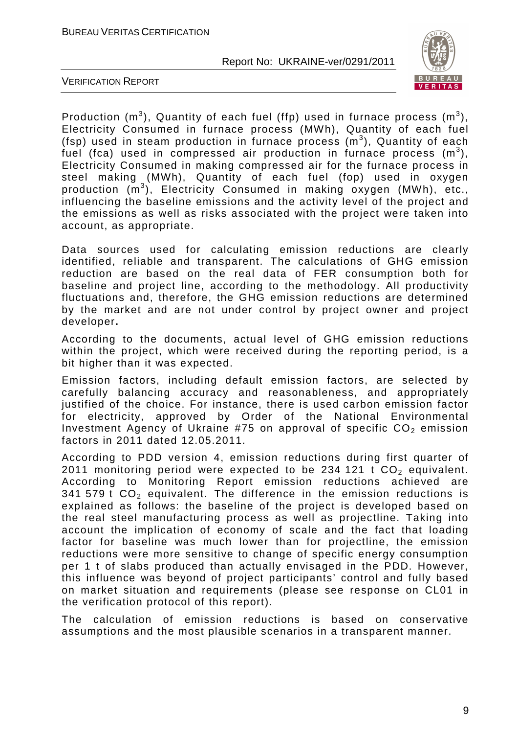Production ($m^3$), Quantity of each fuel (ffp) used in furnace process ($m^3$), Electricity Consumed in furnace process (MWh), Quantity of each fuel (fsp) used in steam production in furnace process ($m^3$), Quantity of each fuel (fca) used in compressed air production in furnace process ($m^3$), Electricity Consumed in making compressed air for the furnace process in steel making (MWh), Quantity of each fuel (fop) used in oxygen production ($m^3$), Electricity Consumed in making oxygen (MWh), etc., influencing the baseline emissions and the activity level of the project and the emissions as well as risks associated with the project were taken into account, as appropriate.

Data sources used for calculating emission reductions are clearly identified, reliable and transparent. The calculations of GHG emission reduction are based on the real data of FER consumption both for baseline and project line, according to the methodology. All productivity fluctuations and, therefore, the GHG emission reductions are determined by the market and are not under control by project owner and project developer**.**

According to the documents, actual level of GHG emission reductions within the project, which were received during the reporting period, is a bit higher than it was expected.

Emission factors, including default emission factors, are selected by carefully balancing accuracy and reasonableness, and appropriately justified of the choice. For instance, there is used carbon emission factor for electricity, approved by Order of the National Environmental Investment Agency of Ukraine #75 on approval of specific $CO_2$ emission factors in 2011 dated 12.05.2011.

According to PDD version 4, emission reductions during first quarter of 2011 monitoring period were expected to be 234 121 t $CO_2$ equivalent. According to Monitoring Report emission reductions achieved are 341 579 t $CO_2$ equivalent. The difference in the emission reductions is explained as follows: the baseline of the project is developed based on the real steel manufacturing process as well as projectline. Taking into account the implication of economy of scale and the fact that loading factor for baseline was much lower than for projectline, the emission reductions were more sensitive to change of specific energy consumption per 1 t of slabs produced than actually envisaged in the PDD. However, this influence was beyond of project participants' control and fully based on market situation and requirements (please see response on CL01 in the verification protocol of this report).

The calculation of emission reductions is based on conservative assumptions and the most plausible scenarios in a transparent manner.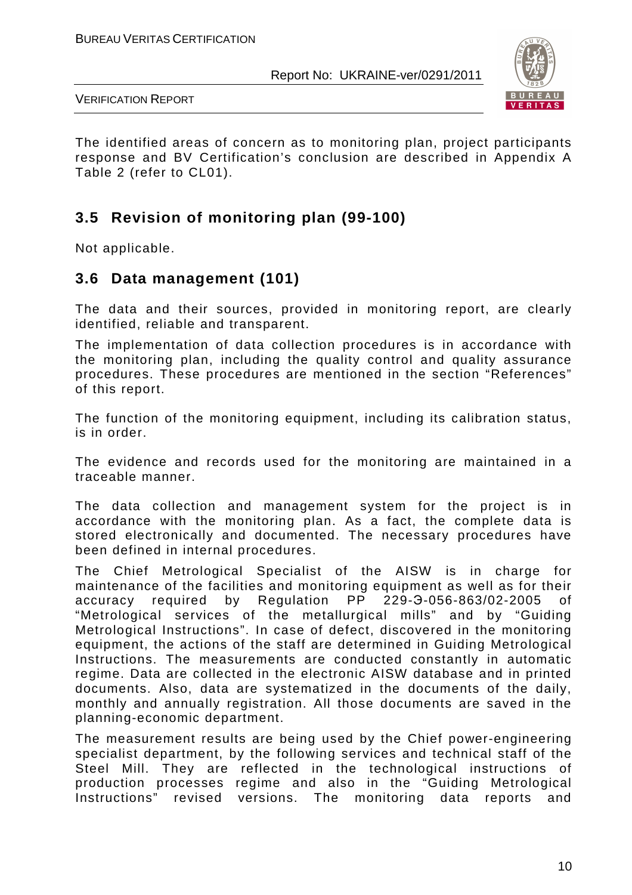The identified areas of concern as to monitoring plan, project participants response and BV Certification's conclusion are described in Appendix A Table 2 (refer to CL01).

## 3.5 Revision of monitoring plan (99-100)

Not applicable.

## 3.6 Data management (101)

The data and their sources, provided in monitoring report, are clearly identified, reliable and transparent.

The implementation of data collection procedures is in accordance with the monitoring plan, including the quality control and quality assurance procedures. These procedures are mentioned in the section "References" of this report.

The function of the monitoring equipment, including its calibration status, is in order.

The evidence and records used for the monitoring are maintained in a traceable manner.

The data collection and management system for the project is in accordance with the monitoring plan. As a fact, the complete data is stored electronically and documented. The necessary procedures have been defined in internal procedures.

The Chief Metrological Specialist of the AISW is in charge for maintenance of the facilities and monitoring equipment as well as for their accuracy required by Regulation PP 229-Э-056-863/02-2005 of "Metrological services of the metallurgical mills" and by "Guiding Metrological Instructions". In case of defect, discovered in the monitoring equipment, the actions of the staff are determined in Guiding Metrological Instructions. The measurements are conducted constantly in automatic regime. Data are collected in the electronic AISW database and in printed documents. Also, data are systematized in the documents of the daily, monthly and annually registration. All those documents are saved in the planning-economic department.

The measurement results are being used by the Chief power-engineering specialist department, by the following services and technical staff of the Steel Mill. They are reflected in the technological instructions of production processes regime and also in the "Guiding Metrological Instructions" revised versions. The monitoring data reports and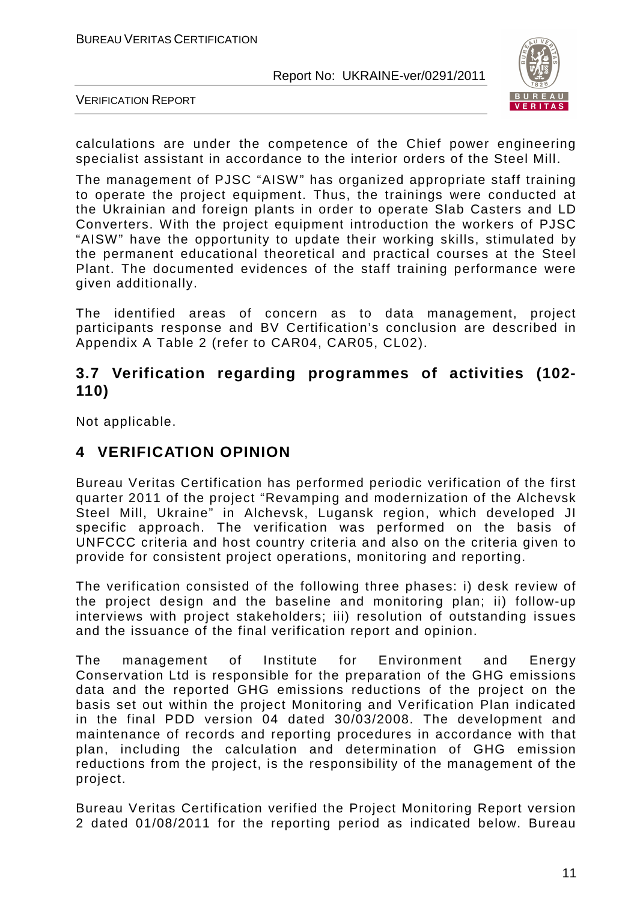calculations are under the competence of the Chief power engineering specialist assistant in accordance to the interior orders of the Steel Mill.

The management of PJSC "AISW" has organized appropriate staff training to operate the project equipment. Thus, the trainings were conducted at the Ukrainian and foreign plants in order to operate Slab Casters and LD Converters. With the project equipment introduction the workers of PJSC "AISW" have the opportunity to update their working skills, stimulated by the permanent educational theoretical and practical courses at the Steel Plant. The documented evidences of the staff training performance were given additionally.

The identified areas of concern as to data management, project participants response and BV Certification's conclusion are described in Appendix A Table 2 (refer to CAR04, CAR05, CL02).

## 3.7 Verification regarding programmes of activities (102-110)

Not applicable.

# 4 VERIFICATION OPINION

Bureau Veritas Certification has performed periodic verification of the first quarter 2011 of the project "Revamping and modernization of the Alchevsk Steel Mill, Ukraine" in Alchevsk, Lugansk region, which developed JI specific approach. The verification was performed on the basis of UNFCCC criteria and host country criteria and also on the criteria given to provide for consistent project operations, monitoring and reporting.

The verification consisted of the following three phases: i) desk review of the project design and the baseline and monitoring plan; ii) follow-up interviews with project stakeholders; iii) resolution of outstanding issues and the issuance of the final verification report and opinion.

The management of Institute for Environment and Energy Conservation Ltd is responsible for the preparation of the GHG emissions data and the reported GHG emissions reductions of the project on the basis set out within the project Monitoring and Verification Plan indicated in the final PDD version 04 dated 30/03/2008. The development and maintenance of records and reporting procedures in accordance with that plan, including the calculation and determination of GHG emission reductions from the project, is the responsibility of the management of the project.

Bureau Veritas Certification verified the Project Monitoring Report version 2 dated 01/08/2011 for the reporting period as indicated below. Bureau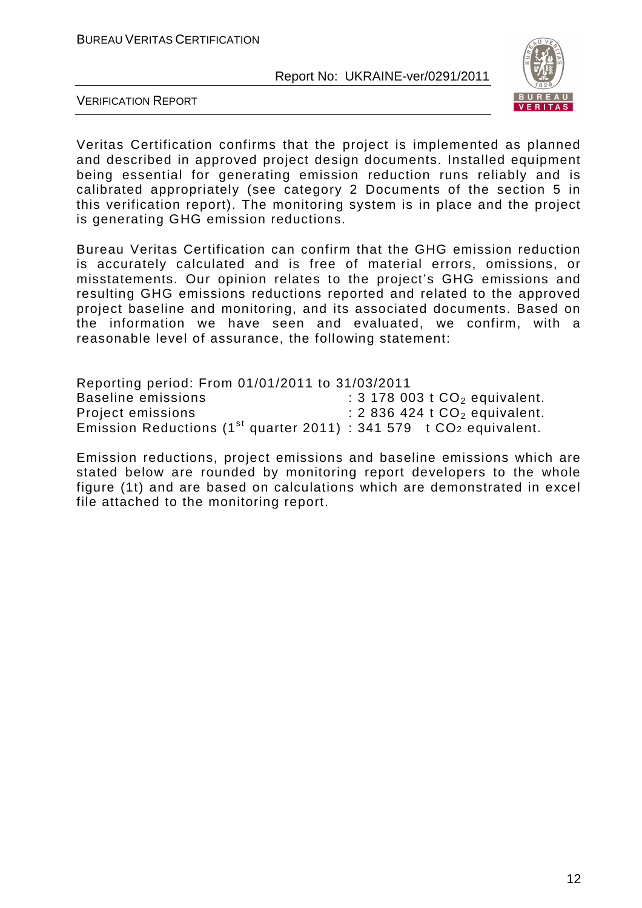Veritas Certification confirms that the project is implemented as planned and described in approved project design documents. Installed equipment being essential for generating emission reduction runs reliably and is calibrated appropriately (see category 2 Documents of the section 5 in this verification report). The monitoring system is in place and the project is generating GHG emission reductions.

Bureau Veritas Certification can confirm that the GHG emission reduction is accurately calculated and is free of material errors, omissions, or misstatements. Our opinion relates to the project's GHG emissions and resulting GHG emissions reductions reported and related to the approved project baseline and monitoring, and its associated documents. Based on the information we have seen and evaluated, we confirm, with a reasonable level of assurance, the following statement:

Reporting period: From 01/01/2011 to 31/03/2011
Baseline emissions : 3 178 003 t $CO_2$ equivalent.
Project emissions : 2 836 424 t $CO_2$ equivalent.
Emission Reductions (1st quarter 2011) : 341 579 t $CO_2$ equivalent.

Emission reductions, project emissions and baseline emissions which are stated below are rounded by monitoring report developers to the whole figure (1t) and are based on calculations which are demonstrated in excel file attached to the monitoring report.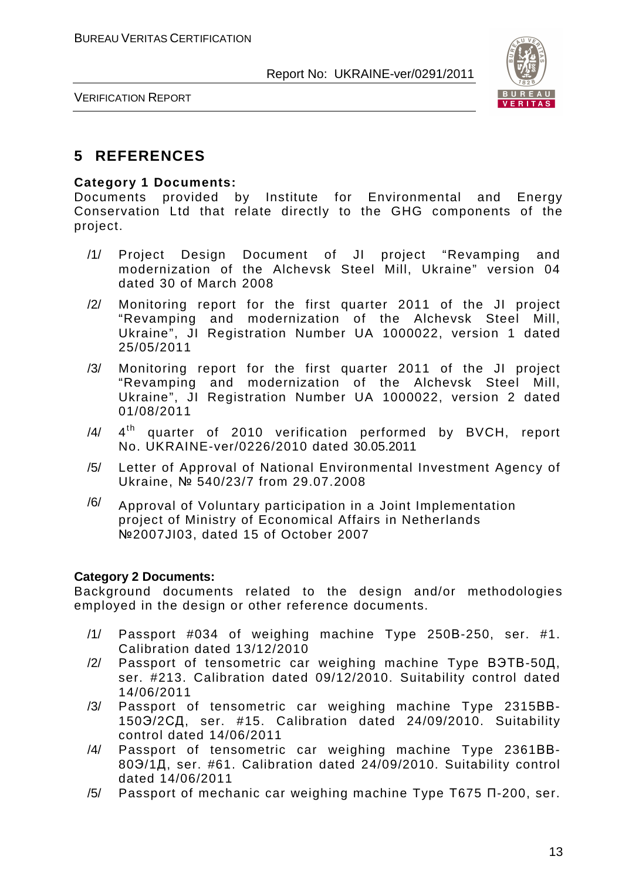# 5 REFERENCES

**Category 1 Documents:**
Documents provided by Institute for Environmental and Energy Conservation Ltd that relate directly to the GHG components of the project.

/1/ Project Design Document of JI project "Revamping and modernization of the Alchevsk Steel Mill, Ukraine" version 04 dated 30 of March 2008

/2/ Monitoring report for the first quarter 2011 of the JI project "Revamping and modernization of the Alchevsk Steel Mill, Ukraine", JI Registration Number UA 1000022, version 1 dated 25/05/2011

/3/ Monitoring report for the first quarter 2011 of the JI project "Revamping and modernization of the Alchevsk Steel Mill, Ukraine", JI Registration Number UA 1000022, version 2 dated 01/08/2011

/4/ 4$^{th}$ quarter of 2010 verification performed by BVCH, report No. UKRAINE-ver/0226/2010 dated 30.05.2011

/5/ Letter of Approval of National Environmental Investment Agency of Ukraine, № 540/23/7 from 29.07.2008

/6/ Approval of Voluntary participation in a Joint Implementation project of Ministry of Economical Affairs in Netherlands №2007JI03, dated 15 of October 2007

**Category 2 Documents:**
Background documents related to the design and/or methodologies employed in the design or other reference documents.

/1/ Passport #034 of weighing machine Type 250B-250, ser. #1. Calibration dated 13/12/2010

/2/ Passport of tensometric car weighing machine Type ВЭТВ-50Д, ser. #213. Calibration dated 09/12/2010. Suitability control dated 14/06/2011

/3/ Passport of tensometric car weighing machine Type 2315ВВ-150Э/2СД, ser. #15. Calibration dated 24/09/2010. Suitability control dated 14/06/2011

/4/ Passport of tensometric car weighing machine Type 2361ВВ-80Э/1Д, ser. #61. Calibration dated 24/09/2010. Suitability control dated 14/06/2011

/5/ Passport of mechanic car weighing machine Type Т675 П-200, ser.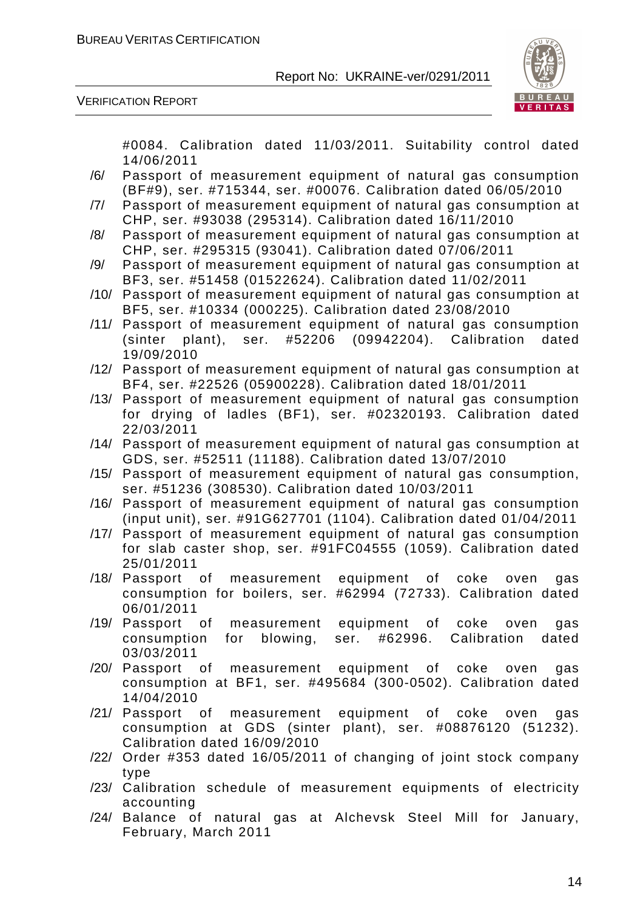#0084. Calibration dated 11/03/2011. Suitability control dated 14/06/2011

/6/ Passport of measurement equipment of natural gas consumption (BF#9), ser. #715344, ser. #00076. Calibration dated 06/05/2010

/7/ Passport of measurement equipment of natural gas consumption at CHP, ser. #93038 (295314). Calibration dated 16/11/2010

/8/ Passport of measurement equipment of natural gas consumption at CHP, ser. #295315 (93041). Calibration dated 07/06/2011

/9/ Passport of measurement equipment of natural gas consumption at BF3, ser. #51458 (01522624). Calibration dated 11/02/2011

/10/ Passport of measurement equipment of natural gas consumption at BF5, ser. #10334 (000225). Calibration dated 23/08/2010

/11/ Passport of measurement equipment of natural gas consumption (sinter plant), ser. #52206 (09942204). Calibration dated 19/09/2010

/12/ Passport of measurement equipment of natural gas consumption at BF4, ser. #22526 (05900228). Calibration dated 18/01/2011

/13/ Passport of measurement equipment of natural gas consumption for drying of ladles (BF1), ser. #02320193. Calibration dated 22/03/2011

/14/ Passport of measurement equipment of natural gas consumption at GDS, ser. #52511 (11188). Calibration dated 13/07/2010

/15/ Passport of measurement equipment of natural gas consumption, ser. #51236 (308530). Calibration dated 10/03/2011

/16/ Passport of measurement equipment of natural gas consumption (input unit), ser. #91G627701 (1104). Calibration dated 01/04/2011

/17/ Passport of measurement equipment of natural gas consumption for slab caster shop, ser. #91FC04555 (1059). Calibration dated 25/01/2011

/18/ Passport of measurement equipment of coke oven gas consumption for boilers, ser. #62994 (72733). Calibration dated 06/01/2011

/19/ Passport of measurement equipment of coke oven gas consumption for blowing, ser. #62996. Calibration dated 03/03/2011

/20/ Passport of measurement equipment of coke oven gas consumption at BF1, ser. #495684 (300-0502). Calibration dated 14/04/2010

/21/ Passport of measurement equipment of coke oven gas consumption at GDS (sinter plant), ser. #08876120 (51232). Calibration dated 16/09/2010

/22/ Order #353 dated 16/05/2011 of changing of joint stock company type

/23/ Calibration schedule of measurement equipments of electricity accounting

/24/ Balance of natural gas at Alchevsk Steel Mill for January, February, March 2011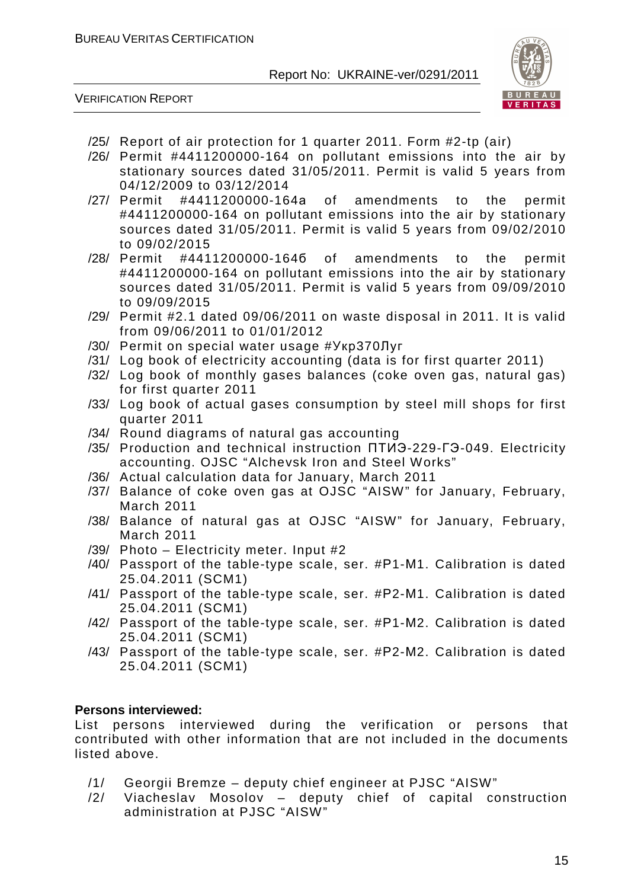/25/ Report of air protection for 1 quarter 2011. Form #2-tp (air)

/26/ Permit #4411200000-164 on pollutant emissions into the air by stationary sources dated 31/05/2011. Permit is valid 5 years from 04/12/2009 to 03/12/2014

/27/ Permit #4411200000-164a of amendments to the permit #4411200000-164 on pollutant emissions into the air by stationary sources dated 31/05/2011. Permit is valid 5 years from 09/02/2010 to 09/02/2015

/28/ Permit #4411200000-164б of amendments to the permit #4411200000-164 on pollutant emissions into the air by stationary sources dated 31/05/2011. Permit is valid 5 years from 09/09/2010 to 09/09/2015

/29/ Permit #2.1 dated 09/06/2011 on waste disposal in 2011. It is valid from 09/06/2011 to 01/01/2012

/30/ Permit on special water usage #Укр370Луг

/31/ Log book of electricity accounting (data is for first quarter 2011)

/32/ Log book of monthly gases balances (coke oven gas, natural gas) for first quarter 2011

/33/ Log book of actual gases consumption by steel mill shops for first quarter 2011

/34/ Round diagrams of natural gas accounting

/35/ Production and technical instruction ПТИЭ-229-ГЭ-049. Electricity accounting. OJSC "Alchevsk Iron and Steel Works"

/36/ Actual calculation data for January, March 2011

/37/ Balance of coke oven gas at OJSC "AISW" for January, February, March 2011

/38/ Balance of natural gas at OJSC "AISW" for January, February, March 2011

/39/ Photo – Electricity meter. Input #2

/40/ Passport of the table-type scale, ser. #P1-M1. Calibration is dated 25.04.2011 (SCM1)

/41/ Passport of the table-type scale, ser. #P2-M1. Calibration is dated 25.04.2011 (SCM1)

/42/ Passport of the table-type scale, ser. #P1-M2. Calibration is dated 25.04.2011 (SCM1)

/43/ Passport of the table-type scale, ser. #P2-M2. Calibration is dated 25.04.2011 (SCM1)

**Persons interviewed:**

List persons interviewed during the verification or persons that contributed with other information that are not included in the documents listed above.

/1/ Georgii Bremze – deputy chief engineer at PJSC "AISW"

/2/ Viacheslav Mosolov – deputy chief of capital construction administration at PJSC "AISW"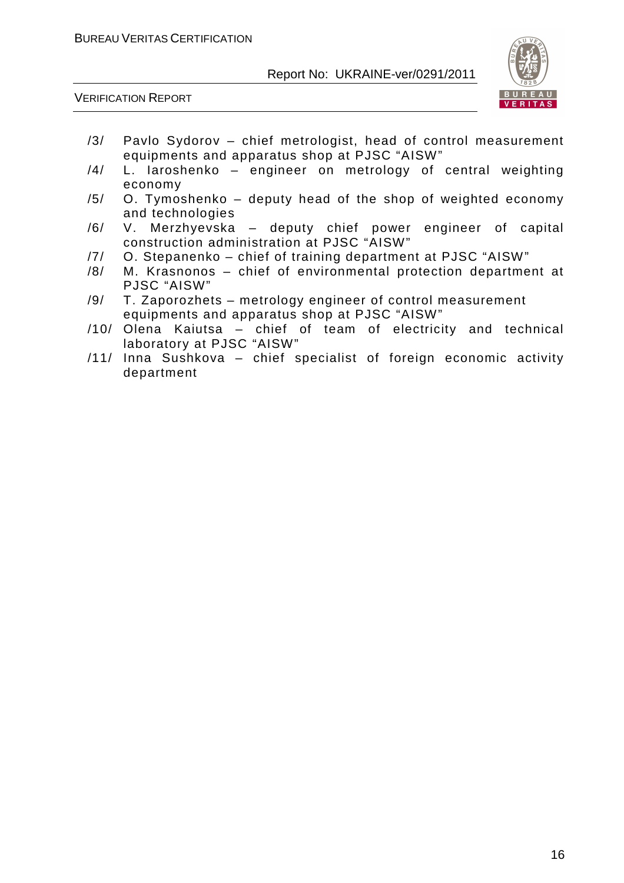/3/ Pavlo Sydorov – chief metrologist, head of control measurement equipments and apparatus shop at PJSC "AISW"

/4/ L. Iaroshenko – engineer on metrology of central weighting economy

/5/ O. Tymoshenko – deputy head of the shop of weighted economy and technologies

/6/ V. Merzhyevska – deputy chief power engineer of capital construction administration at PJSC "AISW"

/7/ O. Stepanenko – chief of training department at PJSC "AISW"

/8/ M. Krasnonos – chief of environmental protection department at PJSC "AISW"

/9/ T. Zaporozhets – metrology engineer of control measurement equipments and apparatus shop at PJSC "AISW"

/10/ Olena Kaiutsa – chief of team of electricity and technical laboratory at PJSC "AISW"

/11/ Inna Sushkova – chief specialist of foreign economic activity department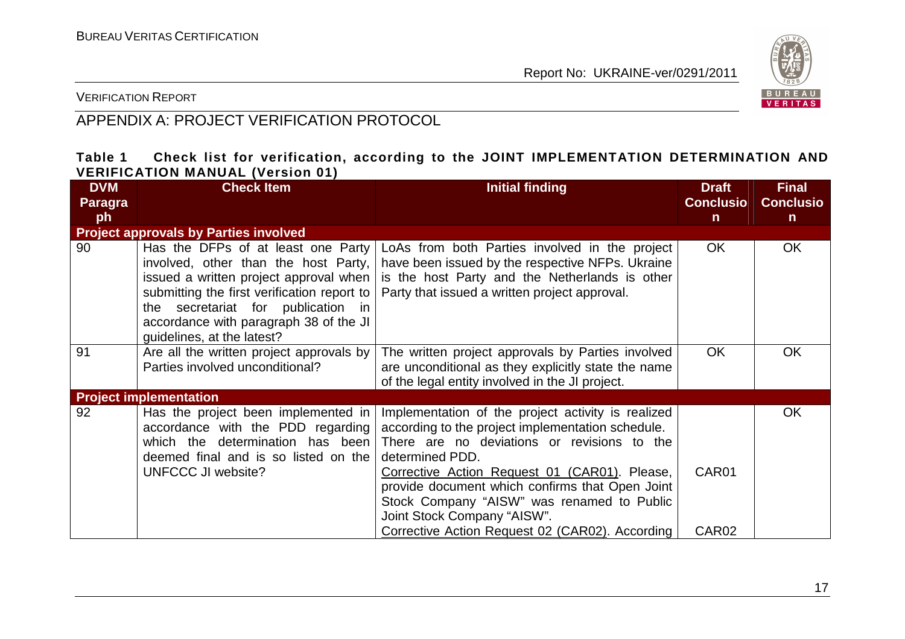## APPENDIX A: PROJECT VERIFICATION PROTOCOL

**Table 1 Check list for verification, according to the JOINT IMPLEMENTATION DETERMINATION AND VERIFICATION MANUAL (Version 01)**

| DVM Paragraph | Check Item | Initial finding | Draft Conclusion | Final Conclusion |
|---|---|---|---|---|
| **Project approvals by Parties involved** | | | | |
| 90 | Has the DFPs of at least one Party involved, other than the host Party, issued a written project approval when submitting the first verification report to the secretariat for publication in accordance with paragraph 38 of the JI guidelines, at the latest? | LoAs from both Parties involved in the project have been issued by the respective NFPs. Ukraine is the host Party and the Netherlands is other Party that issued a written project approval. | OK | OK |
| 91 | Are all the written project approvals by Parties involved unconditional? | The written project approvals by Parties involved are unconditional as they explicitly state the name of the legal entity involved in the JI project. | OK | OK |
| **Project implementation** | | | | |
| 92 | Has the project been implemented in accordance with the PDD regarding which the determination has been deemed final and is so listed on the UNFCCC JI website? | Implementation of the project activity is realized according to the project implementation schedule. There are no deviations or revisions to the determined PDD.<br><br>Corrective Action Request 01 (CAR01). Please, provide document which confirms that Open Joint Stock Company "AISW" was renamed to Public Joint Stock Company "AISW".<br><br>Corrective Action Request 02 (CAR02). According | <br><br><br><br>CAR01<br><br><br><br>CAR02 | OK |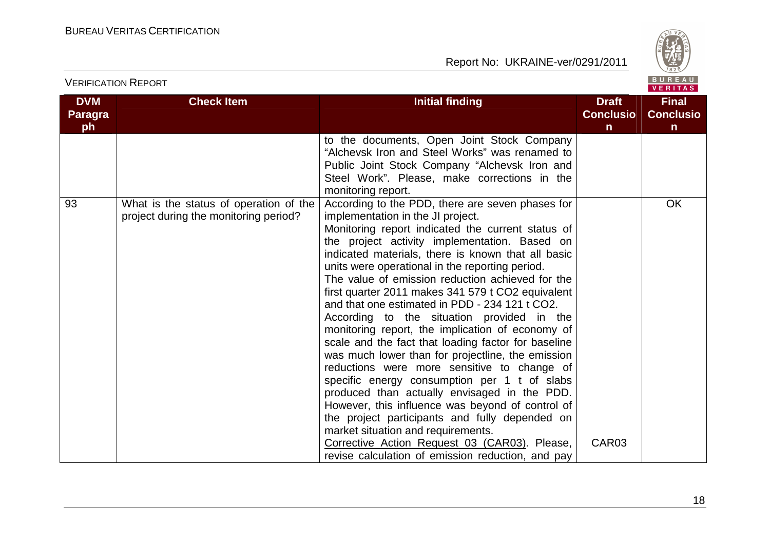| DVM Paragraph | Check Item | Initial finding | Draft Conclusion | Final Conclusion |
|---|---|---|---|---|
| | | to the documents, Open Joint Stock Company "Alchevsk Iron and Steel Works" was renamed to Public Joint Stock Company "Alchevsk Iron and Steel Work". Please, make corrections in the monitoring report. | | |
| 93 | What is the status of operation of the project during the monitoring period? | According to the PDD, there are seven phases for implementation in the JI project.<br>Monitoring report indicated the current status of the project activity implementation. Based on indicated materials, there is known that all basic units were operational in the reporting period.<br>The value of emission reduction achieved for the first quarter 2011 makes 341 579 t CO2 equivalent and that one estimated in PDD - 234 121 t CO2.<br>According to the situation provided in the monitoring report, the implication of economy of scale and the fact that loading factor for baseline was much lower than for projectline, the emission reductions were more sensitive to change of specific energy consumption per 1 t of slabs produced than actually envisaged in the PDD. However, this influence was beyond of control of the project participants and fully depended on market situation and requirements.<br>Corrective Action Request 03 (CAR03). Please, revise calculation of emission reduction, and pay | CAR03 | OK |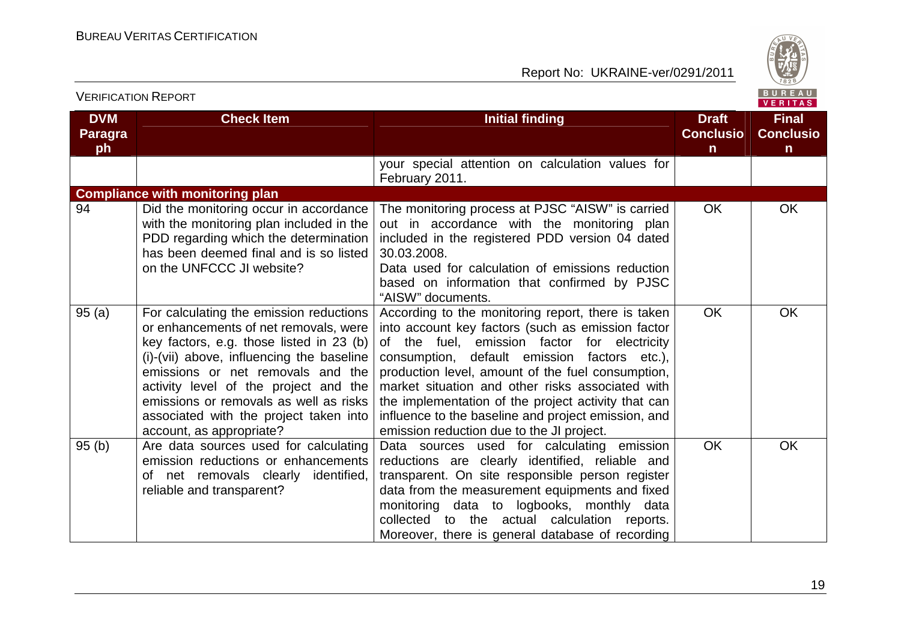| DVM Paragraph | Check Item | Initial finding | Draft Conclusion | Final Conclusion |
|---|---|---|---|---|
| | | your special attention on calculation values for February 2011. | | |
| **Compliance with monitoring plan** | | | | |
| 94 | Did the monitoring occur in accordance with the monitoring plan included in the PDD regarding which the determination has been deemed final and is so listed on the UNFCCC JI website? | The monitoring process at PJSC "AISW" is carried out in accordance with the monitoring plan included in the registered PDD version 04 dated 30.03.2008. Data used for calculation of emissions reduction based on information that confirmed by PJSC "AISW" documents. | OK | OK |
| 95 (a) | For calculating the emission reductions or enhancements of net removals, were key factors, e.g. those listed in 23 (b) (i)-(vii) above, influencing the baseline emissions or net removals and the activity level of the project and the emissions or removals as well as risks associated with the project taken into account, as appropriate? | According to the monitoring report, there is taken into account key factors (such as emission factor of the fuel, emission factor for electricity consumption, default emission factors etc.), production level, amount of the fuel consumption, market situation and other risks associated with the implementation of the project activity that can influence to the baseline and project emission, and emission reduction due to the JI project. | OK | OK |
| 95 (b) | Are data sources used for calculating emission reductions or enhancements of net removals clearly identified, reliable and transparent? | Data sources used for calculating emission reductions are clearly identified, reliable and transparent. On site responsible person register data from the measurement equipments and fixed monitoring data to logbooks, monthly data collected to the actual calculation reports. Moreover, there is general database of recording | OK | OK |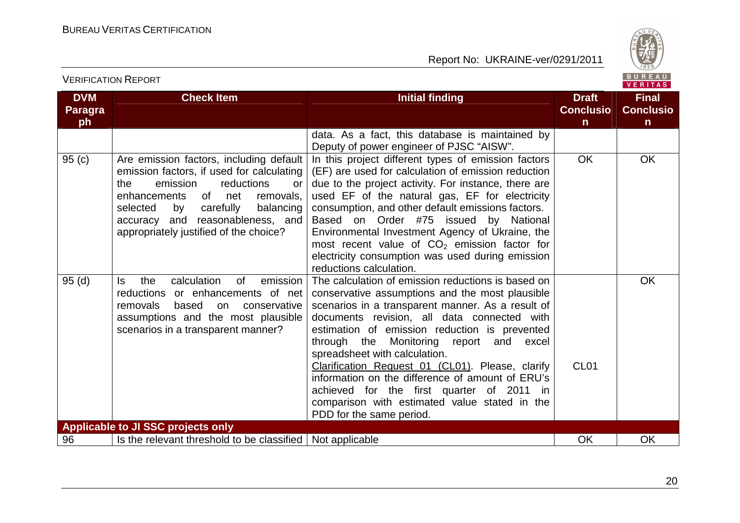| DVM Paragraph | Check Item | Initial finding | Draft Conclusion | Final Conclusion |
|---|---|---|---|---|
| | | data. As a fact, this database is maintained by Deputy of power engineer of PJSC "AISW". | | |
| 95 (c) | Are emission factors, including default emission factors, if used for calculating the emission reductions or enhancements of net removals, selected by carefully balancing accuracy and reasonableness, and appropriately justified of the choice? | In this project different types of emission factors (EF) are used for calculation of emission reduction due to the project activity. For instance, there are used EF of the natural gas, EF for electricity consumption, and other default emissions factors. Based on Order #75 issued by National Environmental Investment Agency of Ukraine, the most recent value of $CO_2$ emission factor for electricity consumption was used during emission reductions calculation. | OK | OK |
| 95 (d) | Is the calculation of emission reductions or enhancements of net removals based on conservative assumptions and the most plausible scenarios in a transparent manner? | The calculation of emission reductions is based on conservative assumptions and the most plausible scenarios in a transparent manner. As a result of documents revision, all data connected with estimation of emission reduction is prevented through the Monitoring report and excel spreadsheet with calculation.<br>Clarification Request 01 (CL01). Please, clarify information on the difference of amount of ERU's achieved for the first quarter of 2011 in comparison with estimated value stated in the PDD for the same period. | CL01 | OK |
| **Applicable to JI SSC projects only** | | | | |
| 96 | Is the relevant threshold to be classified | Not applicable | OK | OK |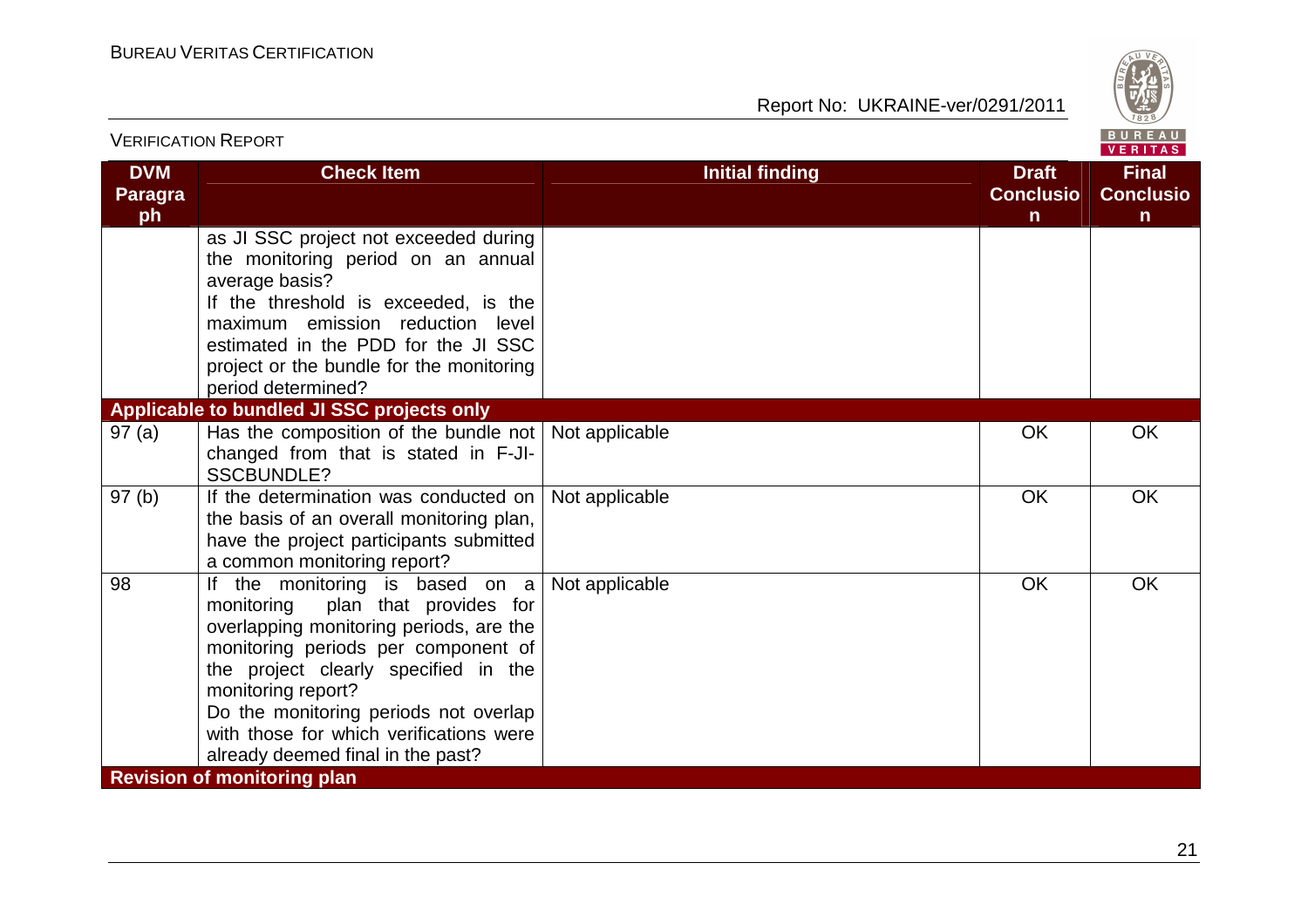| DVM Paragraph | Check Item | Initial finding | Draft Conclusion | Final Conclusion |
|---|---|---|---|---|
| | as JI SSC project not exceeded during the monitoring period on an annual average basis? If the threshold is exceeded, is the maximum emission reduction level estimated in the PDD for the JI SSC project or the bundle for the monitoring period determined? | | | |
| **Applicable to bundled JI SSC projects only** | | | | |
| 97 (a) | Has the composition of the bundle not changed from that is stated in F-JI-SSCBUNDLE? | Not applicable | OK | OK |
| 97 (b) | If the determination was conducted on the basis of an overall monitoring plan, have the project participants submitted a common monitoring report? | Not applicable | OK | OK |
| 98 | If the monitoring is based on a monitoring plan that provides for overlapping monitoring periods, are the monitoring periods per component of the project clearly specified in the monitoring report? Do the monitoring periods not overlap with those for which verifications were already deemed final in the past? | Not applicable | OK | OK |
| **Revision of monitoring plan** | | | | |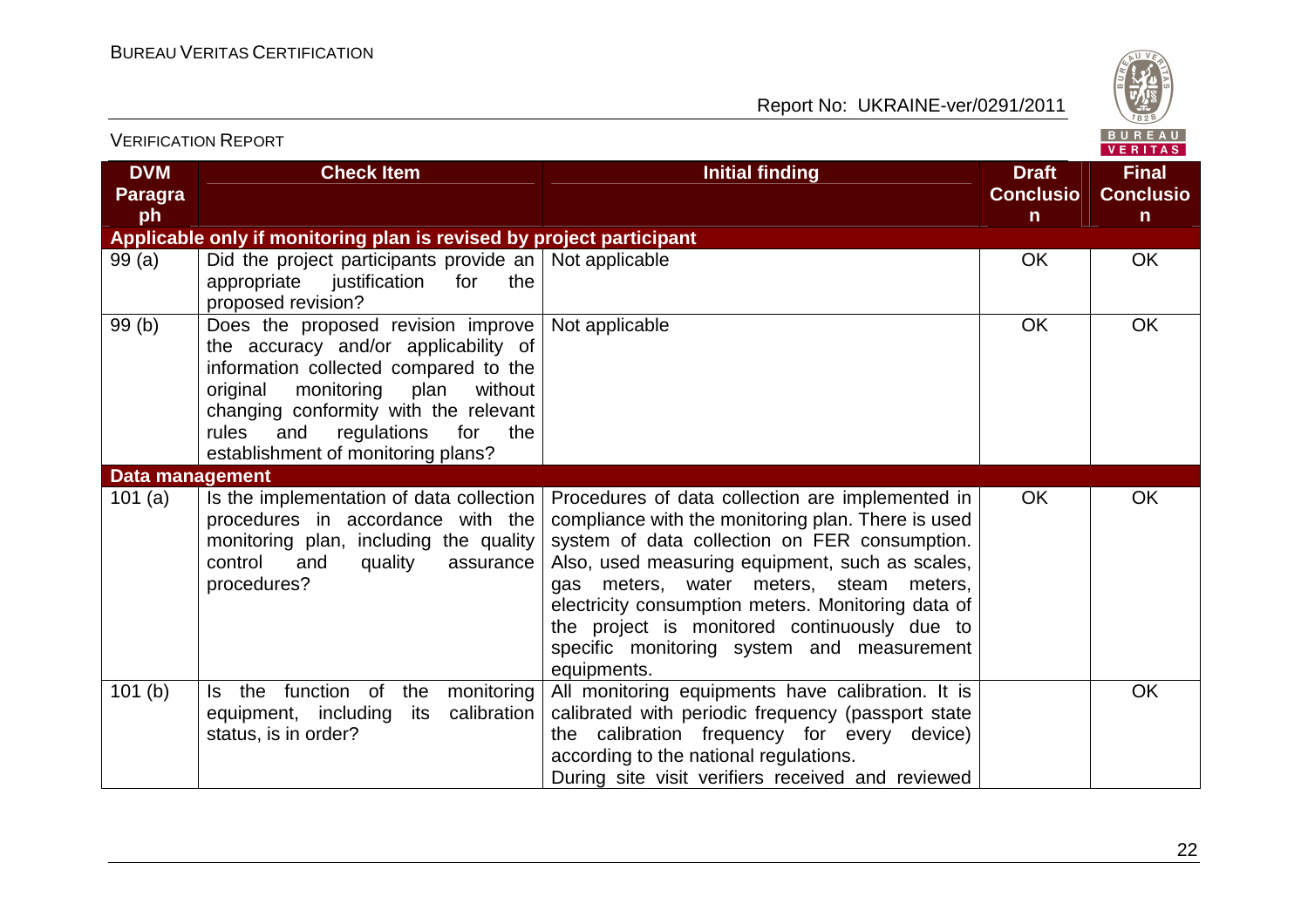| DVM Paragraph | Check Item | Initial finding | Draft Conclusion | Final Conclusion |
|---|---|---|---|---|
| **Applicable only if monitoring plan is revised by project participant** | | | | |
| 99 (a) | Did the project participants provide an appropriate justification for the proposed revision? | Not applicable | OK | OK |
| 99 (b) | Does the proposed revision improve the accuracy and/or applicability of information collected compared to the original monitoring plan without changing conformity with the relevant rules and regulations for the establishment of monitoring plans? | Not applicable | OK | OK |
| **Data management** | | | | |
| 101 (a) | Is the implementation of data collection procedures in accordance with the monitoring plan, including the quality control and quality assurance procedures? | Procedures of data collection are implemented in compliance with the monitoring plan. There is used system of data collection on FER consumption. Also, used measuring equipment, such as scales, gas meters, water meters, steam meters, electricity consumption meters. Monitoring data of the project is monitored continuously due to specific monitoring system and measurement equipments. | OK | OK |
| 101 (b) | Is the function of the monitoring equipment, including its calibration status, is in order? | All monitoring equipments have calibration. It is calibrated with periodic frequency (passport state the calibration frequency for every device) according to the national regulations. During site visit verifiers received and reviewed | | OK |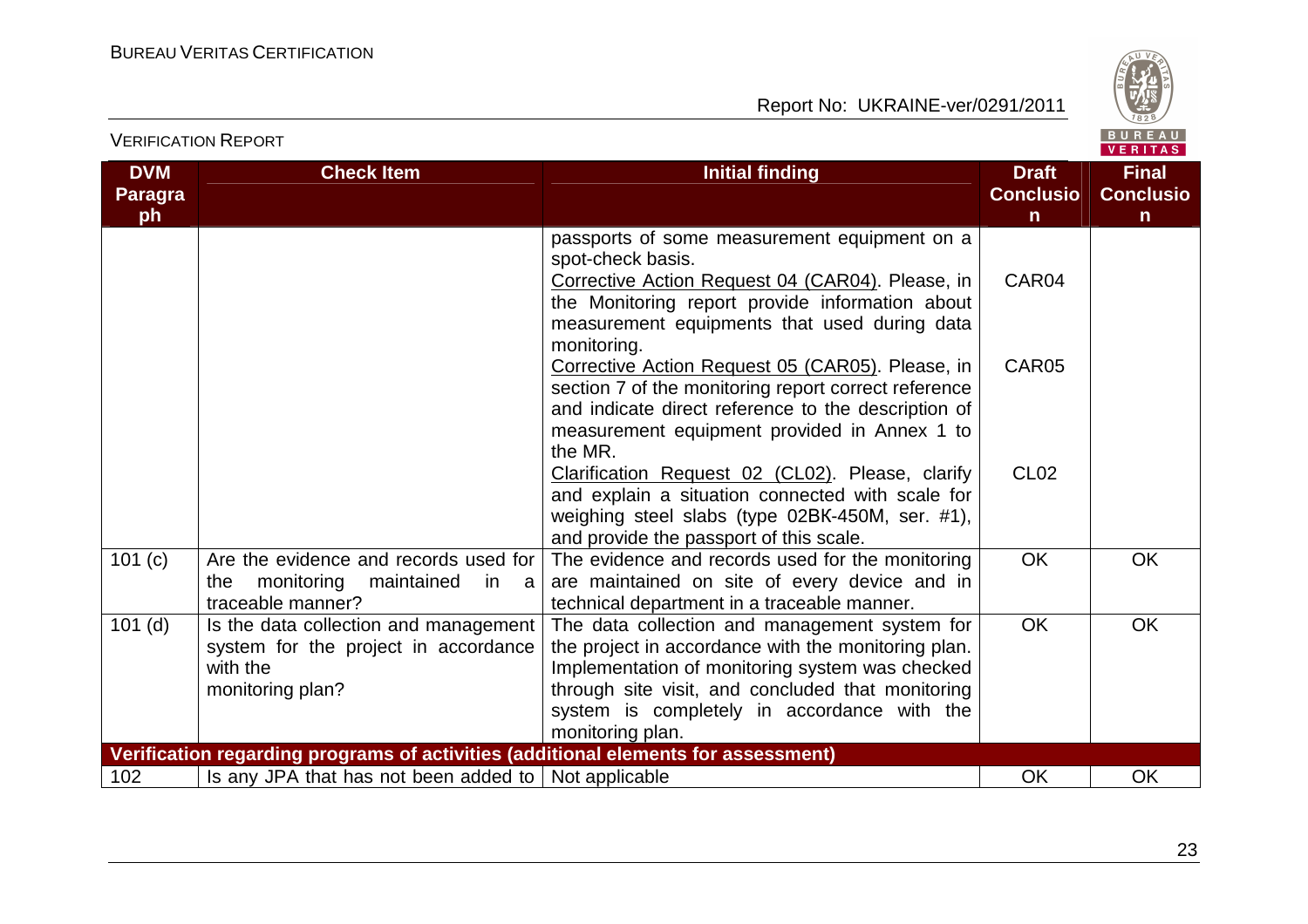| DVM Paragraph | Check Item | Initial finding | Draft Conclusion | Final Conclusion |
|---|---|---|---|---|
| | | passports of some measurement equipment on a spot-check basis. | | |
| | | Corrective Action Request 04 (CAR04). Please, in the Monitoring report provide information about measurement equipments that used during data monitoring. | CAR04 | |
| | | Corrective Action Request 05 (CAR05). Please, in section 7 of the monitoring report correct reference and indicate direct reference to the description of measurement equipment provided in Annex 1 to the MR. | CAR05 | |
| | | Clarification Request 02 (CL02). Please, clarify and explain a situation connected with scale for weighing steel slabs (type 02BK-450M, ser. #1), and provide the passport of this scale. | CL02 | |
| 101 (c) | Are the evidence and records used for the monitoring maintained in a traceable manner? | The evidence and records used for the monitoring are maintained on site of every device and in technical department in a traceable manner. | OK | OK |
| 101 (d) | Is the data collection and management system for the project in accordance with the monitoring plan? | The data collection and management system for the project in accordance with the monitoring plan. Implementation of monitoring system was checked through site visit, and concluded that monitoring system is completely in accordance with the monitoring plan. | OK | OK |
| **Verification regarding programs of activities (additional elements for assessment)** | | | | |
| 102 | Is any JPA that has not been added to | Not applicable | OK | OK |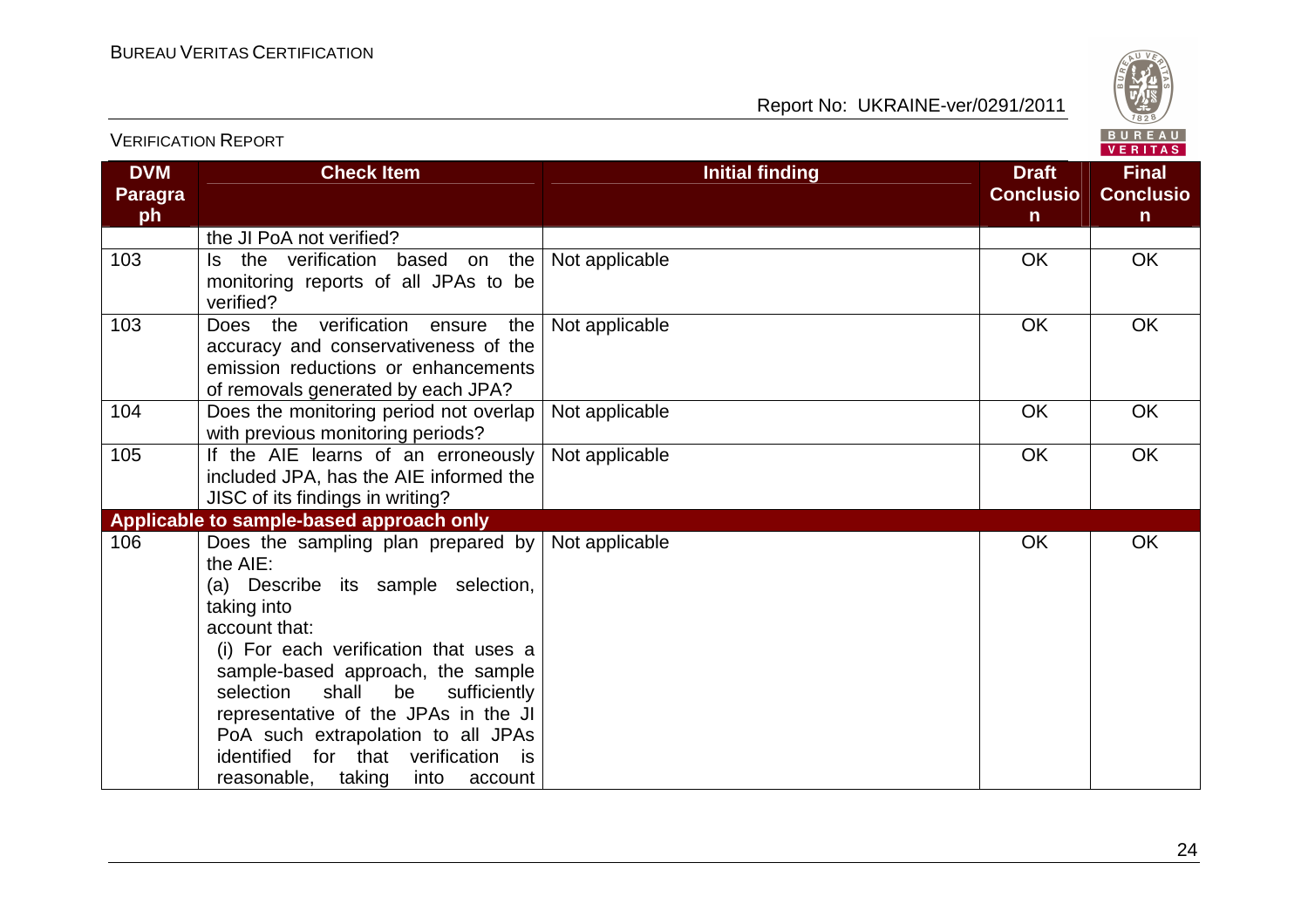| DVM Paragraph | Check Item | Initial finding | Draft Conclusion | Final Conclusion |
|---|---|---|---|---|
| | the JI PoA not verified? | | | |
| 103 | Is the verification based on the monitoring reports of all JPAs to be verified? | Not applicable | OK | OK |
| 103 | Does the verification ensure the accuracy and conservativeness of the emission reductions or enhancements of removals generated by each JPA? | Not applicable | OK | OK |
| 104 | Does the monitoring period not overlap with previous monitoring periods? | Not applicable | OK | OK |
| 105 | If the AIE learns of an erroneously included JPA, has the AIE informed the JISC of its findings in writing? | Not applicable | OK | OK |
| **Applicable to sample-based approach only** | | | | |
| 106 | Does the sampling plan prepared by the AIE:<br>(a) Describe its sample selection, taking into account that:<br>(i) For each verification that uses a sample-based approach, the sample selection shall be sufficiently representative of the JPAs in the JI PoA such extrapolation to all JPAs identified for that verification is reasonable, taking into account | Not applicable | OK | OK |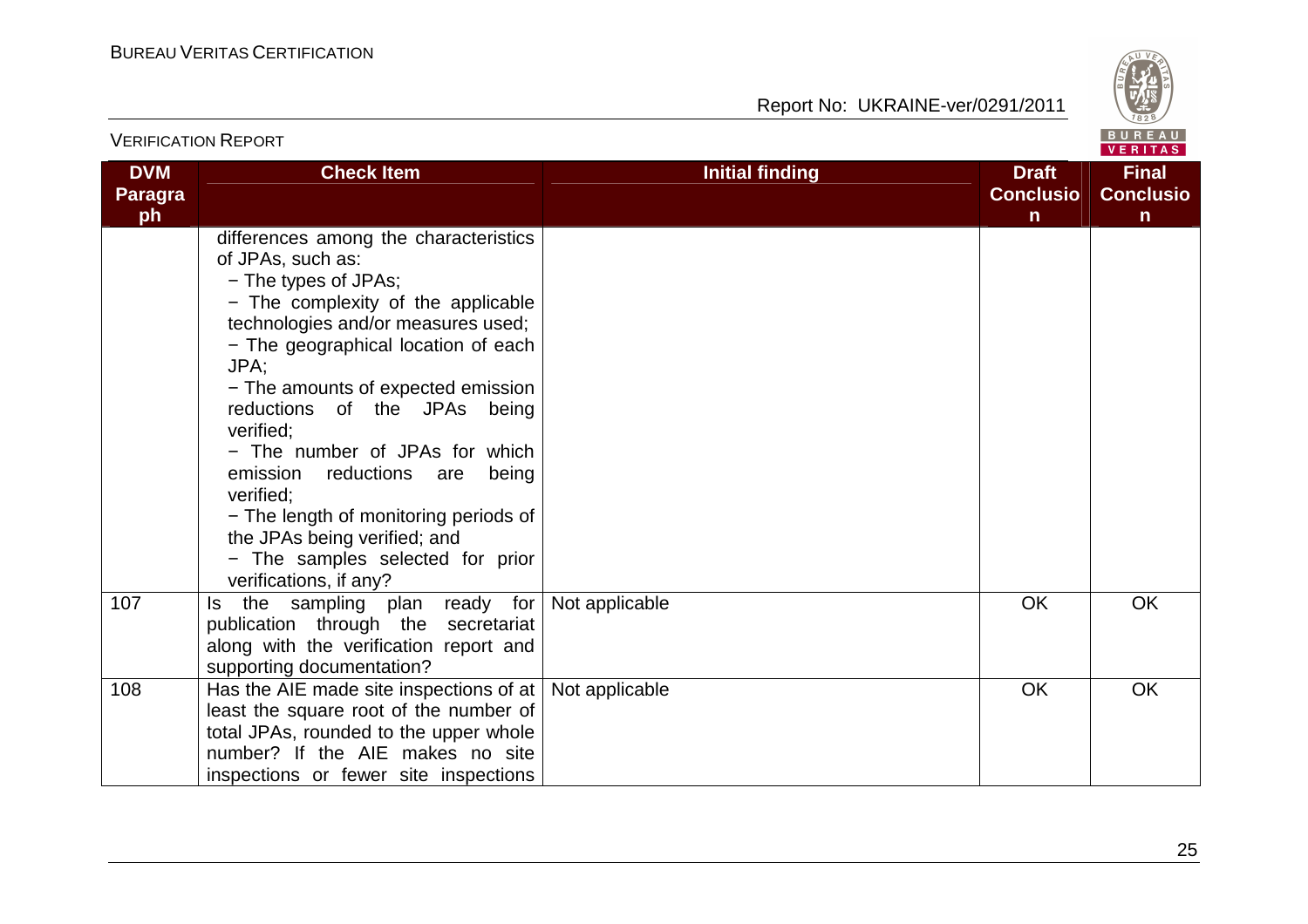| DVM Paragraph | Check Item | Initial finding | Draft Conclusion | Final Conclusion |
|---|---|---|---|---|
| | differences among the characteristics of JPAs, such as:<br>− The types of JPAs;<br>− The complexity of the applicable technologies and/or measures used;<br>− The geographical location of each JPA;<br>− The amounts of expected emission reductions of the JPAs being verified;<br>− The number of JPAs for which emission reductions are being verified;<br>− The length of monitoring periods of the JPAs being verified; and<br>− The samples selected for prior verifications, if any? | | | |
| 107 | Is the sampling plan ready for publication through the secretariat along with the verification report and supporting documentation? | Not applicable | OK | OK |
| 108 | Has the AIE made site inspections of at least the square root of the number of total JPAs, rounded to the upper whole number? If the AIE makes no site inspections or fewer site inspections | Not applicable | OK | OK |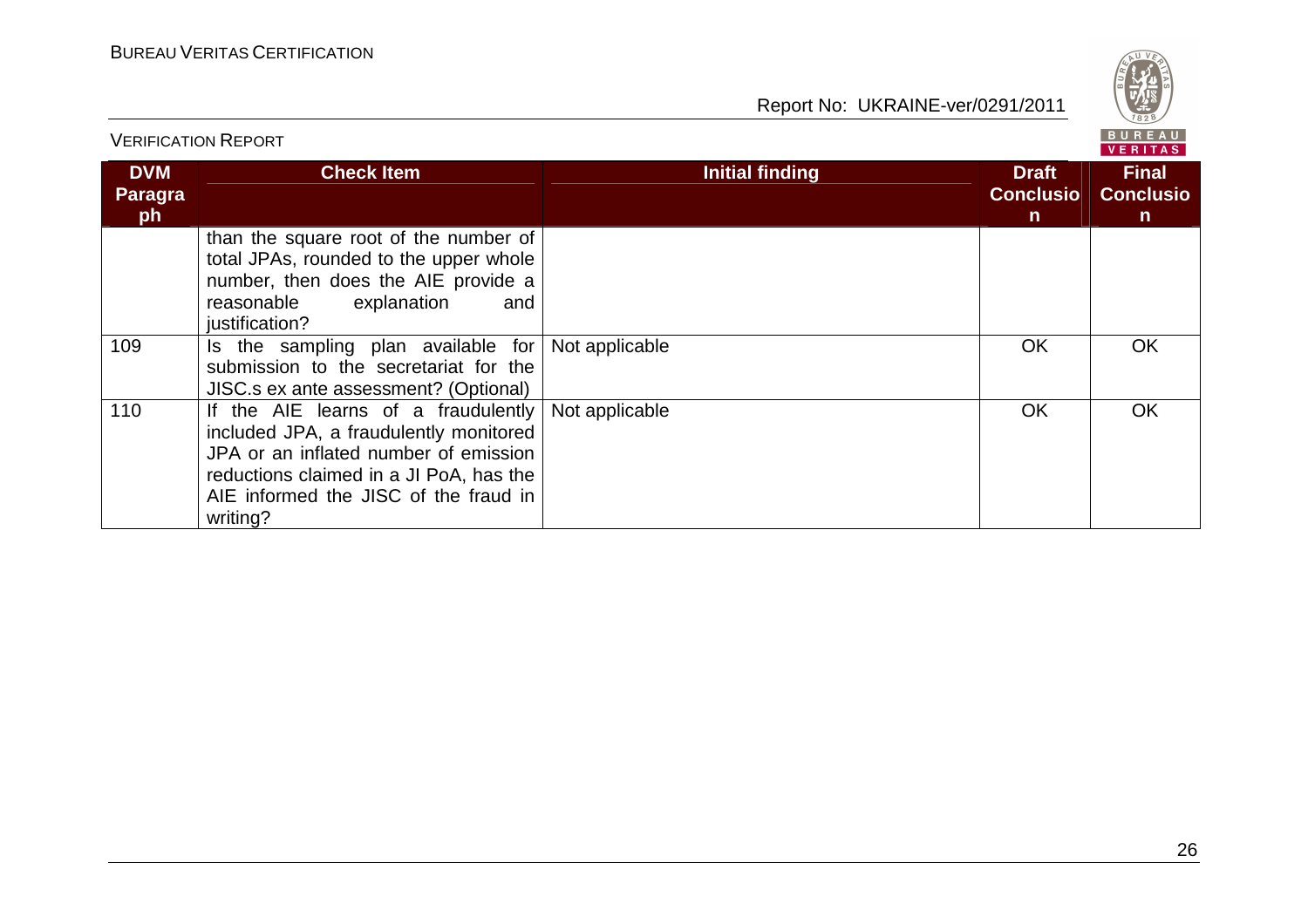| DVM Paragraph | Check Item | Initial finding | Draft Conclusion | Final Conclusion |
|---|---|---|---|---|
| | than the square root of the number of total JPAs, rounded to the upper whole number, then does the AIE provide a reasonable explanation and justification? | | | |
| 109 | Is the sampling plan available for submission to the secretariat for the JISC.s ex ante assessment? (Optional) | Not applicable | OK | OK |
| 110 | If the AIE learns of a fraudulently included JPA, a fraudulently monitored JPA or an inflated number of emission reductions claimed in a JI PoA, has the AIE informed the JISC of the fraud in writing? | Not applicable | OK | OK |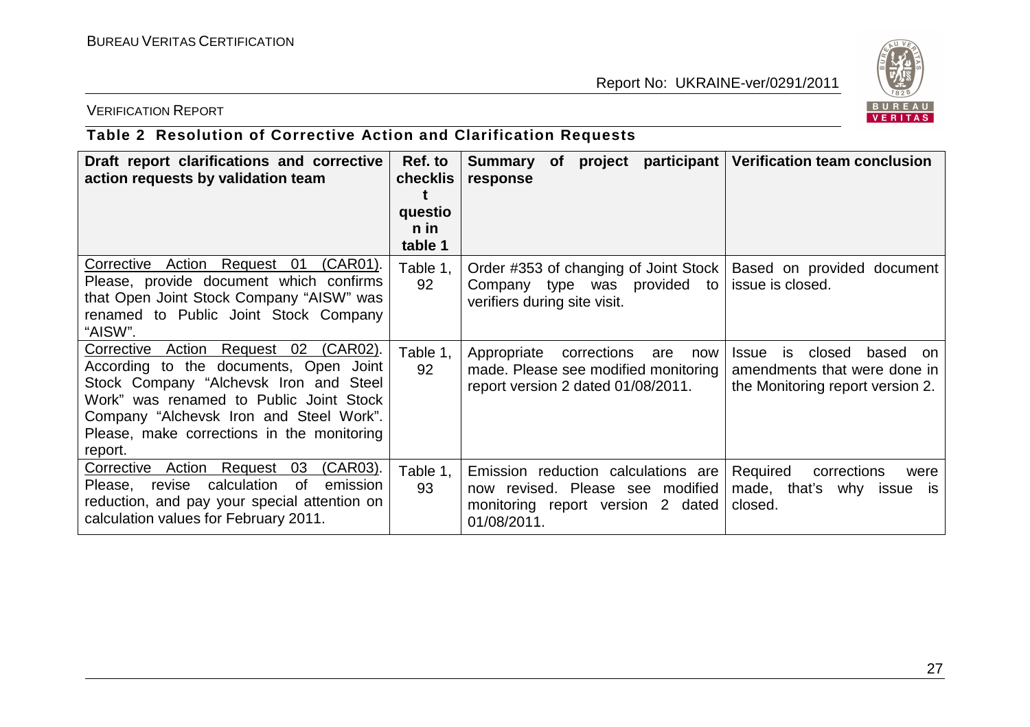VERIFICATION REPORT

**Table 2 Resolution of Corrective Action and Clarification Requests**

| Draft report clarifications and corrective action requests by validation team | Ref. to checklist question in table 1 | Summary of project participant response | Verification team conclusion |
|---|---|---|---|
| Corrective Action Request 01 (CAR01). Please, provide document which confirms that Open Joint Stock Company "AISW" was renamed to Public Joint Stock Company "AISW". | Table 1, 92 | Order #353 of changing of Joint Stock Company type was provided to verifiers during site visit. | Based on provided document issue is closed. |
| Corrective Action Request 02 (CAR02). According to the documents, Open Joint Stock Company "Alchevsk Iron and Steel Work" was renamed to Public Joint Stock Company "Alchevsk Iron and Steel Work". Please, make corrections in the monitoring report. | Table 1, 92 | Appropriate corrections are now made. Please see modified monitoring report version 2 dated 01/08/2011. | Issue is closed based on amendments that were done in the Monitoring report version 2. |
| Corrective Action Request 03 (CAR03). Please, revise calculation of emission reduction, and pay your special attention on calculation values for February 2011. | Table 1, 93 | Emission reduction calculations are now revised. Please see modified monitoring report version 2 dated 01/08/2011. | Required corrections were made, that's why issue is closed. |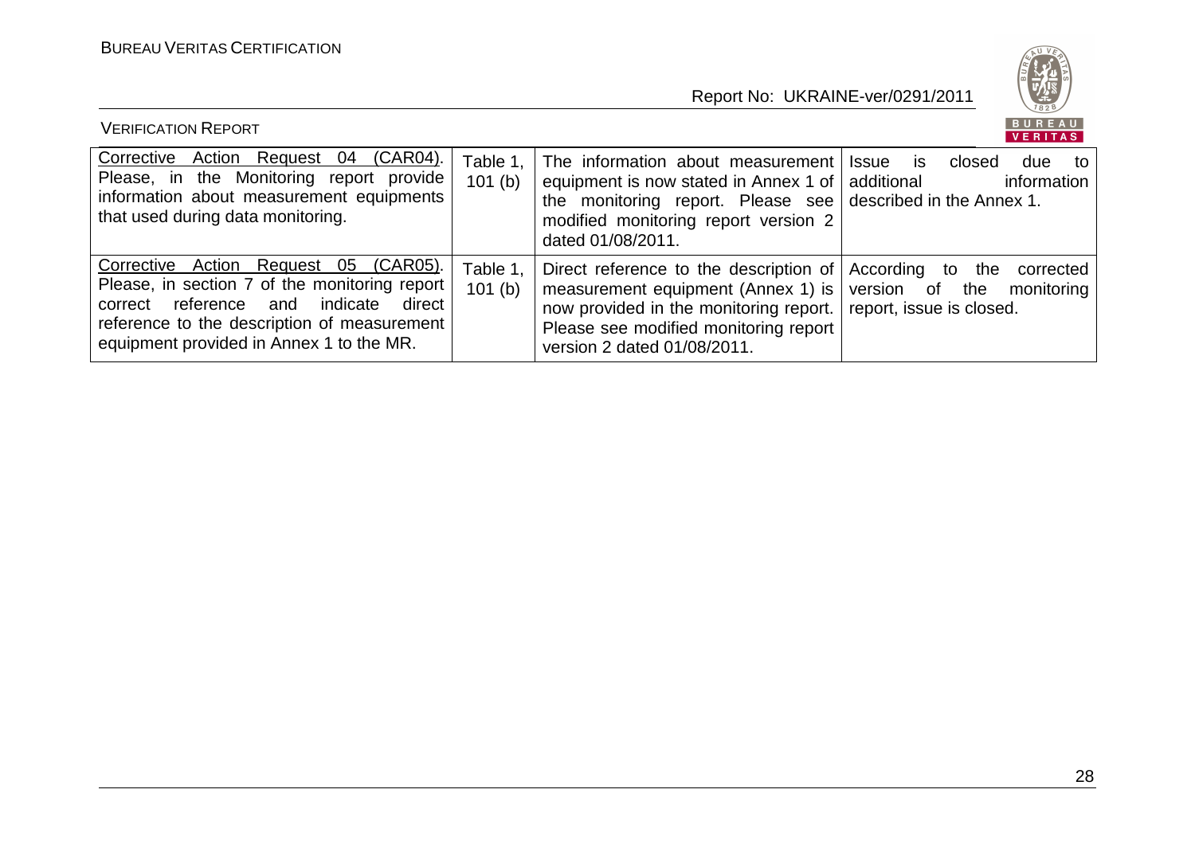| Corrective Action Request 04 (CAR04). Please, in the Monitoring report provide information about measurement equipments that used during data monitoring. | Table 1, 101 (b) | The information about measurement equipment is now stated in Annex 1 of the monitoring report. Please see modified monitoring report version 2 dated 01/08/2011. | Issue is closed due to additional information described in the Annex 1. |
|---|---|---|---|
| Corrective Action Request 05 (CAR05). Please, in section 7 of the monitoring report correct reference and indicate direct reference to the description of measurement equipment provided in Annex 1 to the MR. | Table 1, 101 (b) | Direct reference to the description of measurement equipment (Annex 1) is now provided in the monitoring report. Please see modified monitoring report version 2 dated 01/08/2011. | According to the corrected version of the monitoring report, issue is closed. |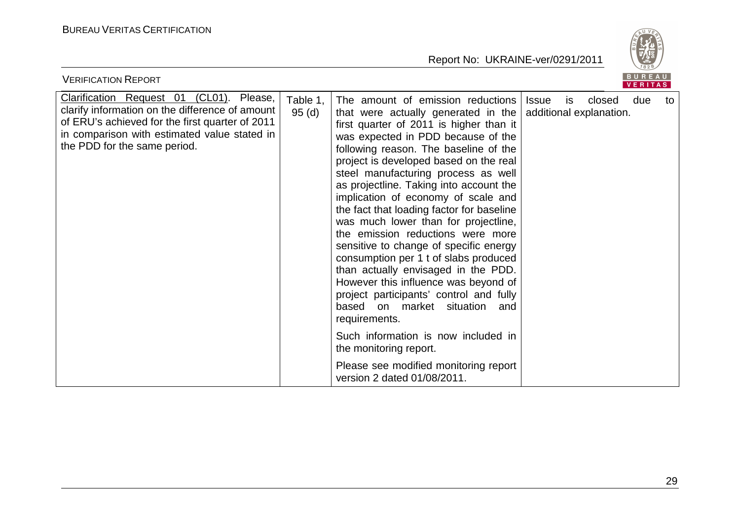| Clarification Request 01 (CL01). Please, clarify information on the difference of amount of ERU's achieved for the first quarter of 2011 in comparison with estimated value stated in the PDD for the same period. | Table 1, 95 (d) | The amount of emission reductions that were actually generated in the first quarter of 2011 is higher than it was expected in PDD because of the following reason. The baseline of the project is developed based on the real steel manufacturing process as well as projectline. Taking into account the implication of economy of scale and the fact that loading factor for baseline was much lower than for projectline, the emission reductions were more sensitive to change of specific energy consumption per 1 t of slabs produced than actually envisaged in the PDD. However this influence was beyond of project participants' control and fully based on market situation and requirements.<br><br>Such information is now included in the monitoring report.<br><br>Please see modified monitoring report version 2 dated 01/08/2011. | Issue is closed due to additional explanation. |
|---|---|---|---|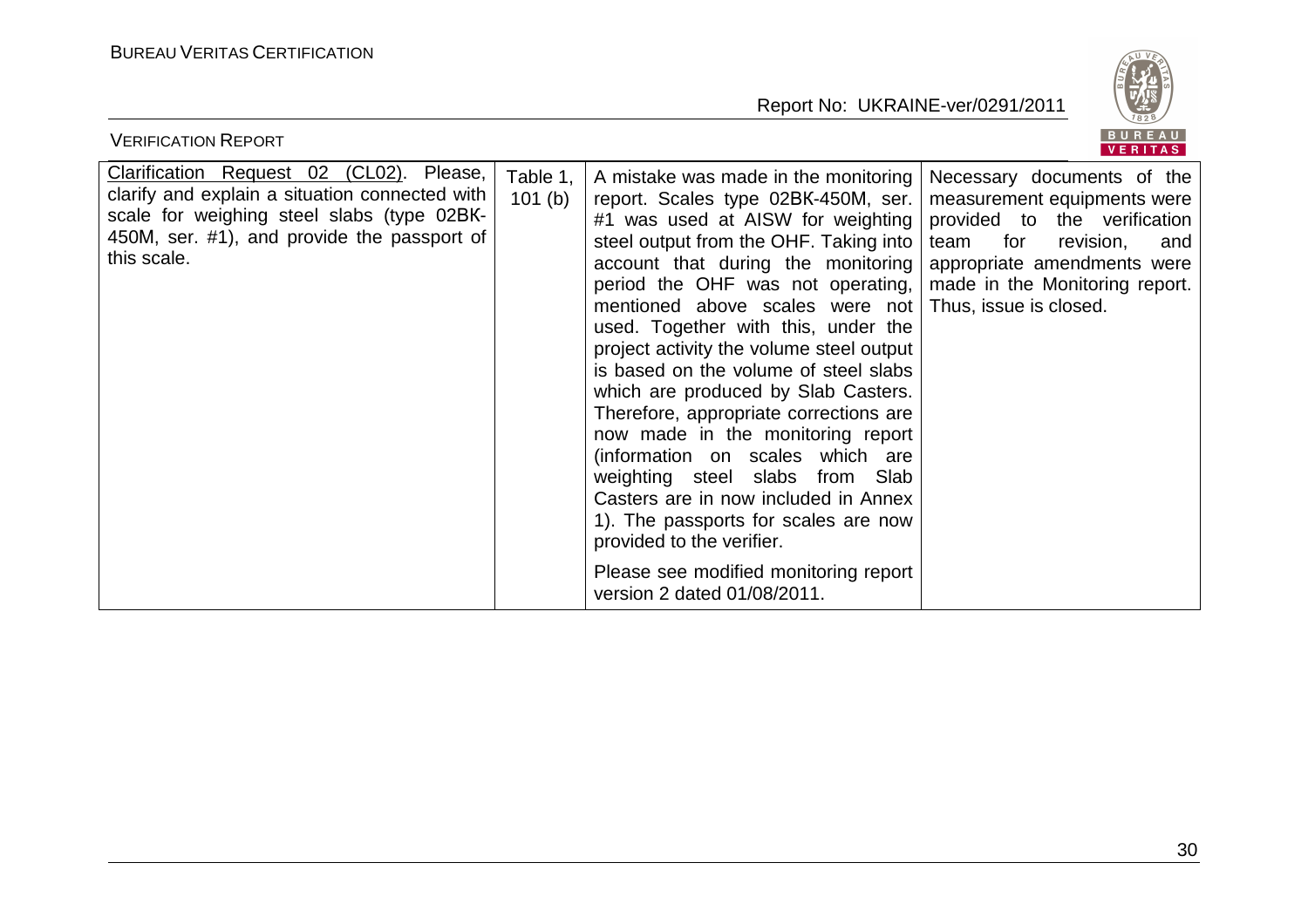| Clarification Request 02 (CL02). Please, clarify and explain a situation connected with scale for weighing steel slabs (type 02BK-450M, ser. #1), and provide the passport of this scale. | Table 1, 101 (b) | A mistake was made in the monitoring report. Scales type 02BK-450M, ser. #1 was used at AISW for weighting steel output from the OHF. Taking into account that during the monitoring period the OHF was not operating, mentioned above scales were not used. Together with this, under the project activity the volume steel output is based on the volume of steel slabs which are produced by Slab Casters. Therefore, appropriate corrections are now made in the monitoring report (information on scales which are weighting steel slabs from Slab Casters are in now included in Annex 1). The passports for scales are now provided to the verifier.<br><br>Please see modified monitoring report version 2 dated 01/08/2011. | Necessary documents of the measurement equipments were provided to the verification team for revision, and appropriate amendments were made in the Monitoring report. Thus, issue is closed. |
|---|---|---|---|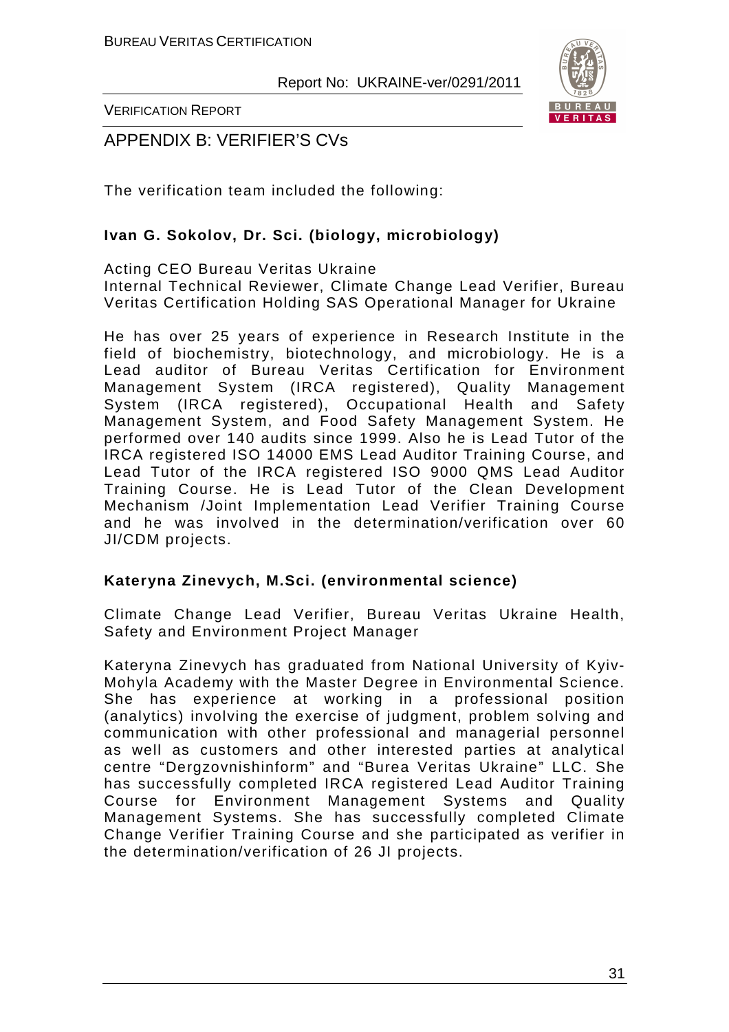## APPENDIX B: VERIFIER'S CVs

The verification team included the following:

**Ivan G. Sokolov, Dr. Sci. (biology, microbiology)**

Acting CEO Bureau Veritas Ukraine
Internal Technical Reviewer, Climate Change Lead Verifier, Bureau Veritas Certification Holding SAS Operational Manager for Ukraine

He has over 25 years of experience in Research Institute in the field of biochemistry, biotechnology, and microbiology. He is a Lead auditor of Bureau Veritas Certification for Environment Management System (IRCA registered), Quality Management System (IRCA registered), Occupational Health and Safety Management System, and Food Safety Management System. He performed over 140 audits since 1999. Also he is Lead Tutor of the IRCA registered ISO 14000 EMS Lead Auditor Training Course, and Lead Tutor of the IRCA registered ISO 9000 QMS Lead Auditor Training Course. He is Lead Tutor of the Clean Development Mechanism /Joint Implementation Lead Verifier Training Course and he was involved in the determination/verification over 60 JI/CDM projects.

**Kateryna Zinevych, M.Sci. (environmental science)**

Climate Change Lead Verifier, Bureau Veritas Ukraine Health, Safety and Environment Project Manager

Kateryna Zinevych has graduated from National University of Kyiv-Mohyla Academy with the Master Degree in Environmental Science. She has experience at working in a professional position (analytics) involving the exercise of judgment, problem solving and communication with other professional and managerial personnel as well as customers and other interested parties at analytical centre "Dergzovnishinform" and "Burea Veritas Ukraine" LLC. She has successfully completed IRCA registered Lead Auditor Training Course for Environment Management Systems and Quality Management Systems. She has successfully completed Climate Change Verifier Training Course and she participated as verifier in the determination/verification of 26 JI projects.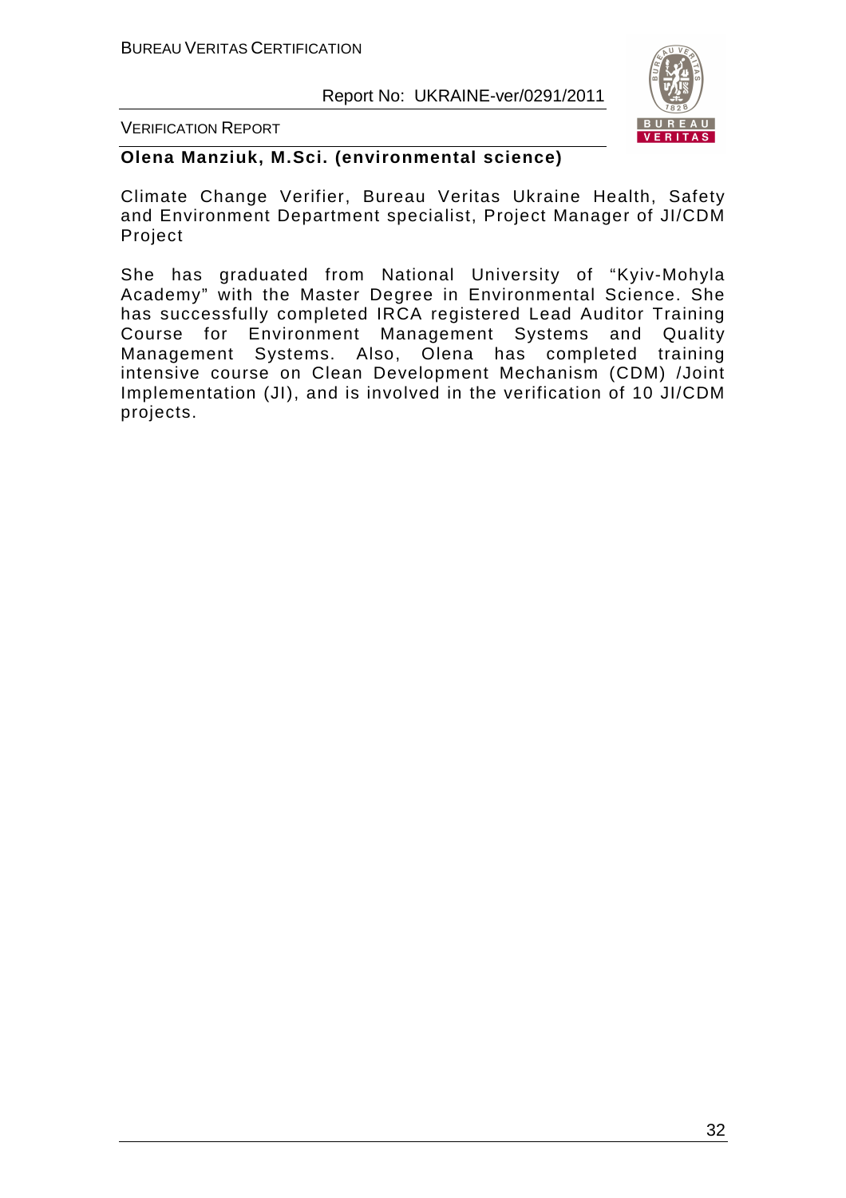**Olena Manziuk, M.Sci. (environmental science)**

Climate Change Verifier, Bureau Veritas Ukraine Health, Safety and Environment Department specialist, Project Manager of JI/CDM Project

She has graduated from National University of "Kyiv-Mohyla Academy" with the Master Degree in Environmental Science. She has successfully completed IRCA registered Lead Auditor Training Course for Environment Management Systems and Quality Management Systems. Also, Olena has completed training intensive course on Clean Development Mechanism (CDM) /Joint Implementation (JI), and is involved in the verification of 10 JI/CDM projects.